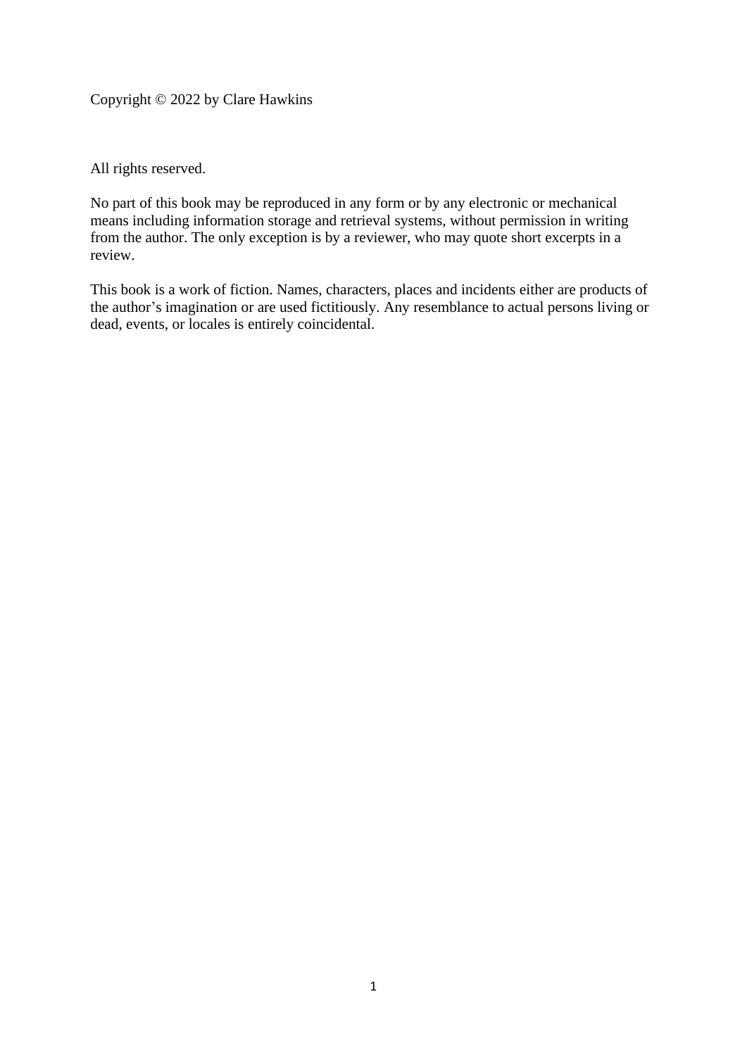Copyright © 2022 by Clare Hawkins

All rights reserved.

No part of this book may be reproduced in any form or by any electronic or mechanical means including information storage and retrieval systems, without permission in writing from the author. The only exception is by a reviewer, who may quote short excerpts in a review.

This book is a work of fiction. Names, characters, places and incidents either are products of the author's imagination or are used fictitiously. Any resemblance to actual persons living or dead, events, or locales is entirely coincidental.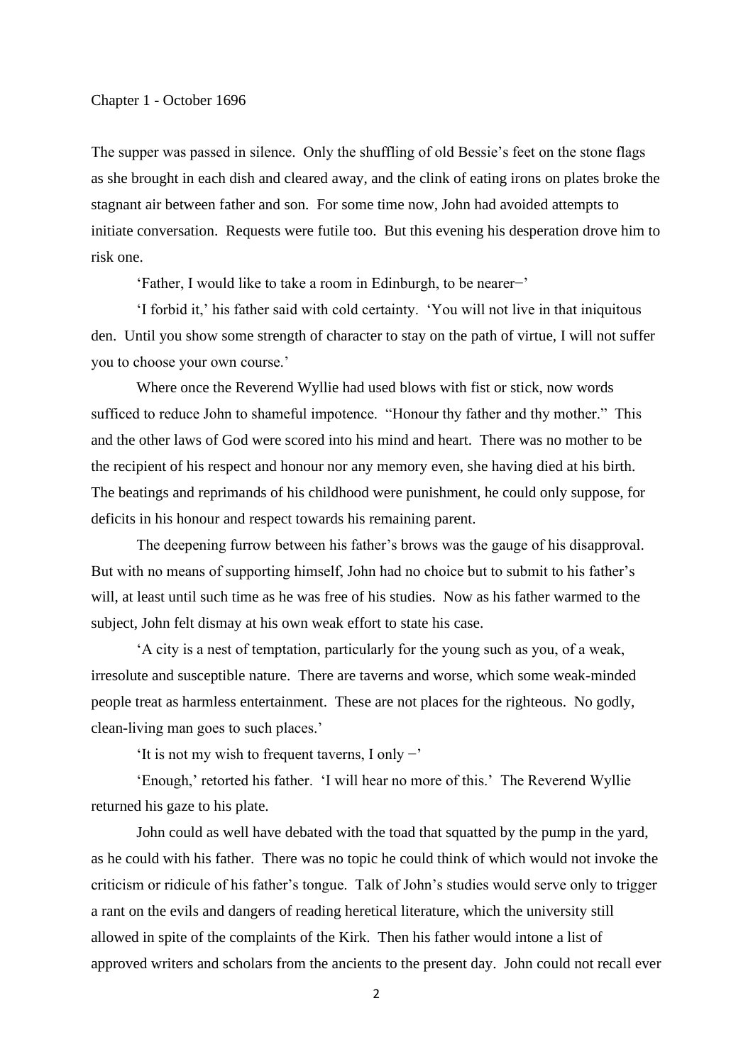## Chapter 1 - October 1696

The supper was passed in silence. Only the shuffling of old Bessie's feet on the stone flags as she brought in each dish and cleared away, and the clink of eating irons on plates broke the stagnant air between father and son. For some time now, John had avoided attempts to initiate conversation. Requests were futile too. But this evening his desperation drove him to risk one.

'Father, I would like to take a room in Edinburgh, to be nearer–'

'I forbid it,' his father said with cold certainty. 'You will not live in that iniquitous den. Until you show some strength of character to stay on the path of virtue, I will not suffer you to choose your own course.'

Where once the Reverend Wyllie had used blows with fist or stick, now words sufficed to reduce John to shameful impotence. "Honour thy father and thy mother." This and the other laws of God were scored into his mind and heart. There was no mother to be the recipient of his respect and honour nor any memory even, she having died at his birth. The beatings and reprimands of his childhood were punishment, he could only suppose, for deficits in his honour and respect towards his remaining parent.

The deepening furrow between his father's brows was the gauge of his disapproval. But with no means of supporting himself, John had no choice but to submit to his father's will, at least until such time as he was free of his studies. Now as his father warmed to the subject, John felt dismay at his own weak effort to state his case.

'A city is a nest of temptation, particularly for the young such as you, of a weak, irresolute and susceptible nature. There are taverns and worse, which some weak-minded people treat as harmless entertainment. These are not places for the righteous. No godly, clean-living man goes to such places.'

'It is not my wish to frequent taverns, I only –'

'Enough,' retorted his father. 'I will hear no more of this.' The Reverend Wyllie returned his gaze to his plate.

John could as well have debated with the toad that squatted by the pump in the yard, as he could with his father. There was no topic he could think of which would not invoke the criticism or ridicule of his father's tongue. Talk of John's studies would serve only to trigger a rant on the evils and dangers of reading heretical literature, which the university still allowed in spite of the complaints of the Kirk. Then his father would intone a list of approved writers and scholars from the ancients to the present day. John could not recall ever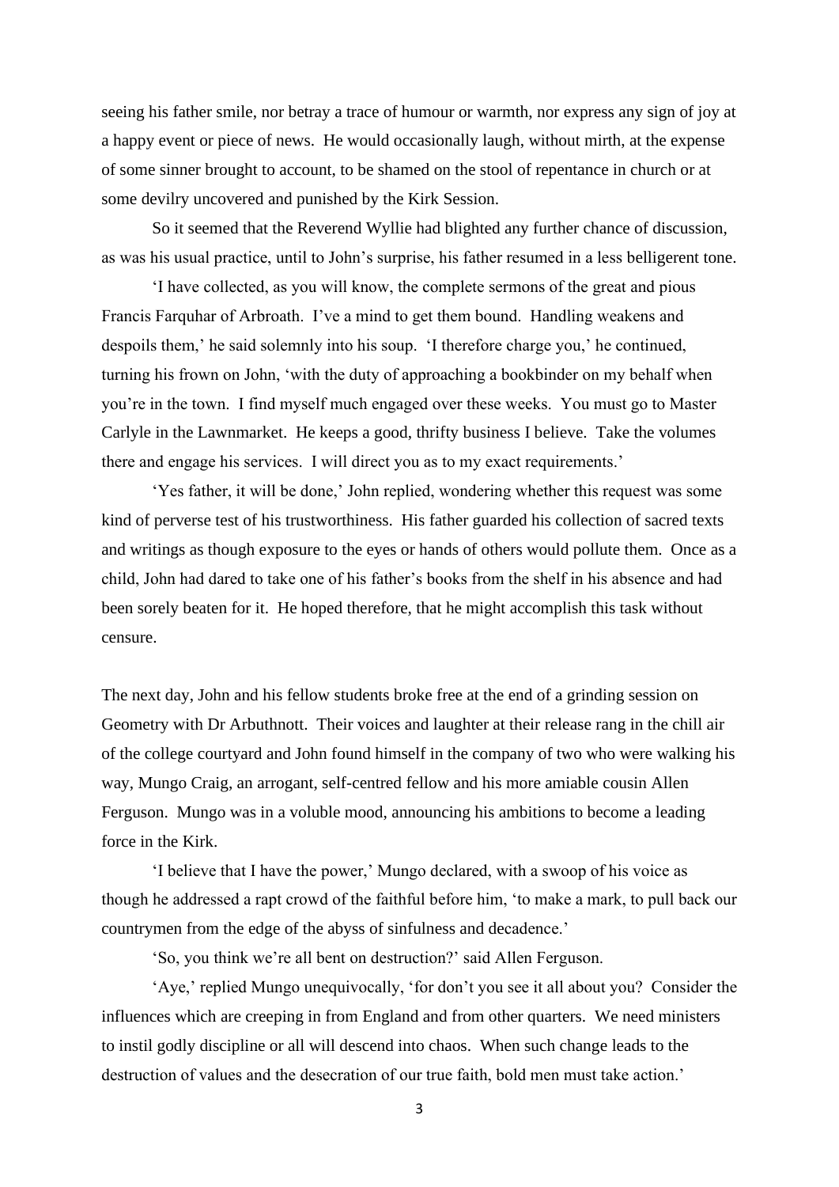seeing his father smile, nor betray a trace of humour or warmth, nor express any sign of joy at a happy event or piece of news. He would occasionally laugh, without mirth, at the expense of some sinner brought to account, to be shamed on the stool of repentance in church or at some devilry uncovered and punished by the Kirk Session.

So it seemed that the Reverend Wyllie had blighted any further chance of discussion, as was his usual practice, until to John's surprise, his father resumed in a less belligerent tone.

'I have collected, as you will know, the complete sermons of the great and pious Francis Farquhar of Arbroath. I've a mind to get them bound. Handling weakens and despoils them,' he said solemnly into his soup. 'I therefore charge you,' he continued, turning his frown on John, 'with the duty of approaching a bookbinder on my behalf when you're in the town. I find myself much engaged over these weeks. You must go to Master Carlyle in the Lawnmarket. He keeps a good, thrifty business I believe. Take the volumes there and engage his services. I will direct you as to my exact requirements.'

'Yes father, it will be done,' John replied, wondering whether this request was some kind of perverse test of his trustworthiness. His father guarded his collection of sacred texts and writings as though exposure to the eyes or hands of others would pollute them. Once as a child, John had dared to take one of his father's books from the shelf in his absence and had been sorely beaten for it. He hoped therefore, that he might accomplish this task without censure.

The next day, John and his fellow students broke free at the end of a grinding session on Geometry with Dr Arbuthnott. Their voices and laughter at their release rang in the chill air of the college courtyard and John found himself in the company of two who were walking his way, Mungo Craig, an arrogant, self-centred fellow and his more amiable cousin Allen Ferguson. Mungo was in a voluble mood, announcing his ambitions to become a leading force in the Kirk.

'I believe that I have the power,' Mungo declared, with a swoop of his voice as though he addressed a rapt crowd of the faithful before him, 'to make a mark, to pull back our countrymen from the edge of the abyss of sinfulness and decadence.'

'So, you think we're all bent on destruction?' said Allen Ferguson.

'Aye,' replied Mungo unequivocally, 'for don't you see it all about you? Consider the influences which are creeping in from England and from other quarters. We need ministers to instil godly discipline or all will descend into chaos. When such change leads to the destruction of values and the desecration of our true faith, bold men must take action.'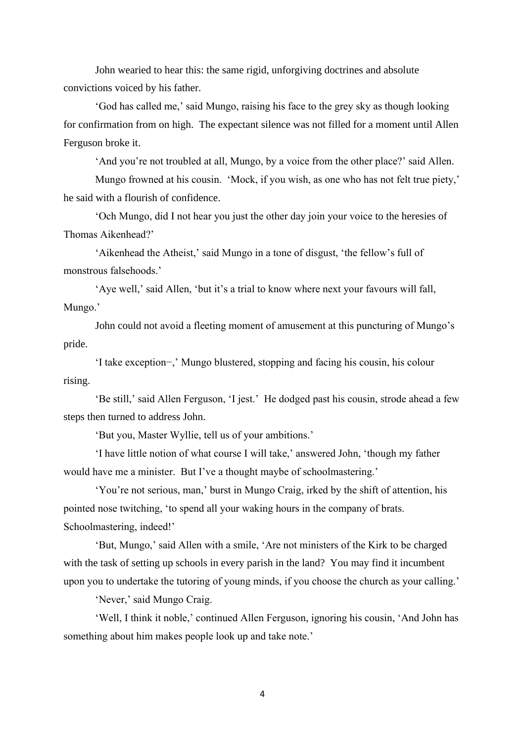John wearied to hear this: the same rigid, unforgiving doctrines and absolute convictions voiced by his father.

'God has called me,' said Mungo, raising his face to the grey sky as though looking for confirmation from on high. The expectant silence was not filled for a moment until Allen Ferguson broke it.

'And you're not troubled at all, Mungo, by a voice from the other place?' said Allen.

Mungo frowned at his cousin. 'Mock, if you wish, as one who has not felt true piety,' he said with a flourish of confidence.

'Och Mungo, did I not hear you just the other day join your voice to the heresies of Thomas Aikenhead?'

'Aikenhead the Atheist,' said Mungo in a tone of disgust, 'the fellow's full of monstrous falsehoods.'

'Aye well,' said Allen, 'but it's a trial to know where next your favours will fall, Mungo.'

John could not avoid a fleeting moment of amusement at this puncturing of Mungo's pride.

'I take exception−,' Mungo blustered, stopping and facing his cousin, his colour rising.

'Be still,' said Allen Ferguson, 'I jest.' He dodged past his cousin, strode ahead a few steps then turned to address John.

'But you, Master Wyllie, tell us of your ambitions.'

'I have little notion of what course I will take,' answered John, 'though my father would have me a minister. But I've a thought maybe of schoolmastering.'

'You're not serious, man,' burst in Mungo Craig, irked by the shift of attention, his pointed nose twitching, 'to spend all your waking hours in the company of brats. Schoolmastering, indeed!'

'But, Mungo,' said Allen with a smile, 'Are not ministers of the Kirk to be charged with the task of setting up schools in every parish in the land? You may find it incumbent upon you to undertake the tutoring of young minds, if you choose the church as your calling.'

'Never,' said Mungo Craig.

'Well, I think it noble,' continued Allen Ferguson, ignoring his cousin, 'And John has something about him makes people look up and take note.'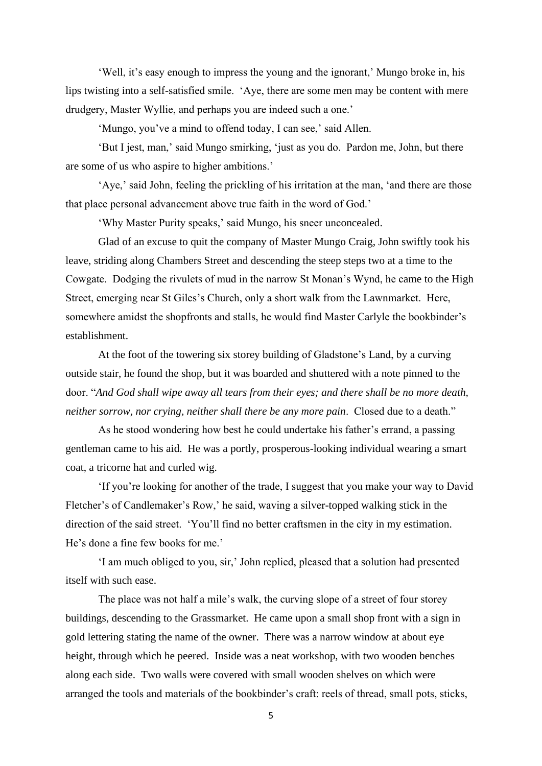'Well, it's easy enough to impress the young and the ignorant,' Mungo broke in, his lips twisting into a self-satisfied smile. 'Aye, there are some men may be content with mere drudgery, Master Wyllie, and perhaps you are indeed such a one.'

'Mungo, you've a mind to offend today, I can see,' said Allen.

'But I jest, man,' said Mungo smirking, 'just as you do. Pardon me, John, but there are some of us who aspire to higher ambitions.'

'Aye,' said John, feeling the prickling of his irritation at the man, 'and there are those that place personal advancement above true faith in the word of God.'

'Why Master Purity speaks,' said Mungo, his sneer unconcealed.

Glad of an excuse to quit the company of Master Mungo Craig, John swiftly took his leave, striding along Chambers Street and descending the steep steps two at a time to the Cowgate. Dodging the rivulets of mud in the narrow St Monan's Wynd, he came to the High Street, emerging near St Giles's Church, only a short walk from the Lawnmarket. Here, somewhere amidst the shopfronts and stalls, he would find Master Carlyle the bookbinder's establishment.

At the foot of the towering six storey building of Gladstone's Land, by a curving outside stair, he found the shop, but it was boarded and shuttered with a note pinned to the door. "*And God shall wipe away all tears from their eyes; and there shall be no more death, neither sorrow, nor crying, neither shall there be any more pain*. Closed due to a death."

As he stood wondering how best he could undertake his father's errand, a passing gentleman came to his aid. He was a portly, prosperous-looking individual wearing a smart coat, a tricorne hat and curled wig.

'If you're looking for another of the trade, I suggest that you make your way to David Fletcher's of Candlemaker's Row,' he said, waving a silver-topped walking stick in the direction of the said street. 'You'll find no better craftsmen in the city in my estimation. He's done a fine few books for me.'

'I am much obliged to you, sir,' John replied, pleased that a solution had presented itself with such ease.

The place was not half a mile's walk, the curving slope of a street of four storey buildings, descending to the Grassmarket. He came upon a small shop front with a sign in gold lettering stating the name of the owner. There was a narrow window at about eye height, through which he peered. Inside was a neat workshop, with two wooden benches along each side. Two walls were covered with small wooden shelves on which were arranged the tools and materials of the bookbinder's craft: reels of thread, small pots, sticks,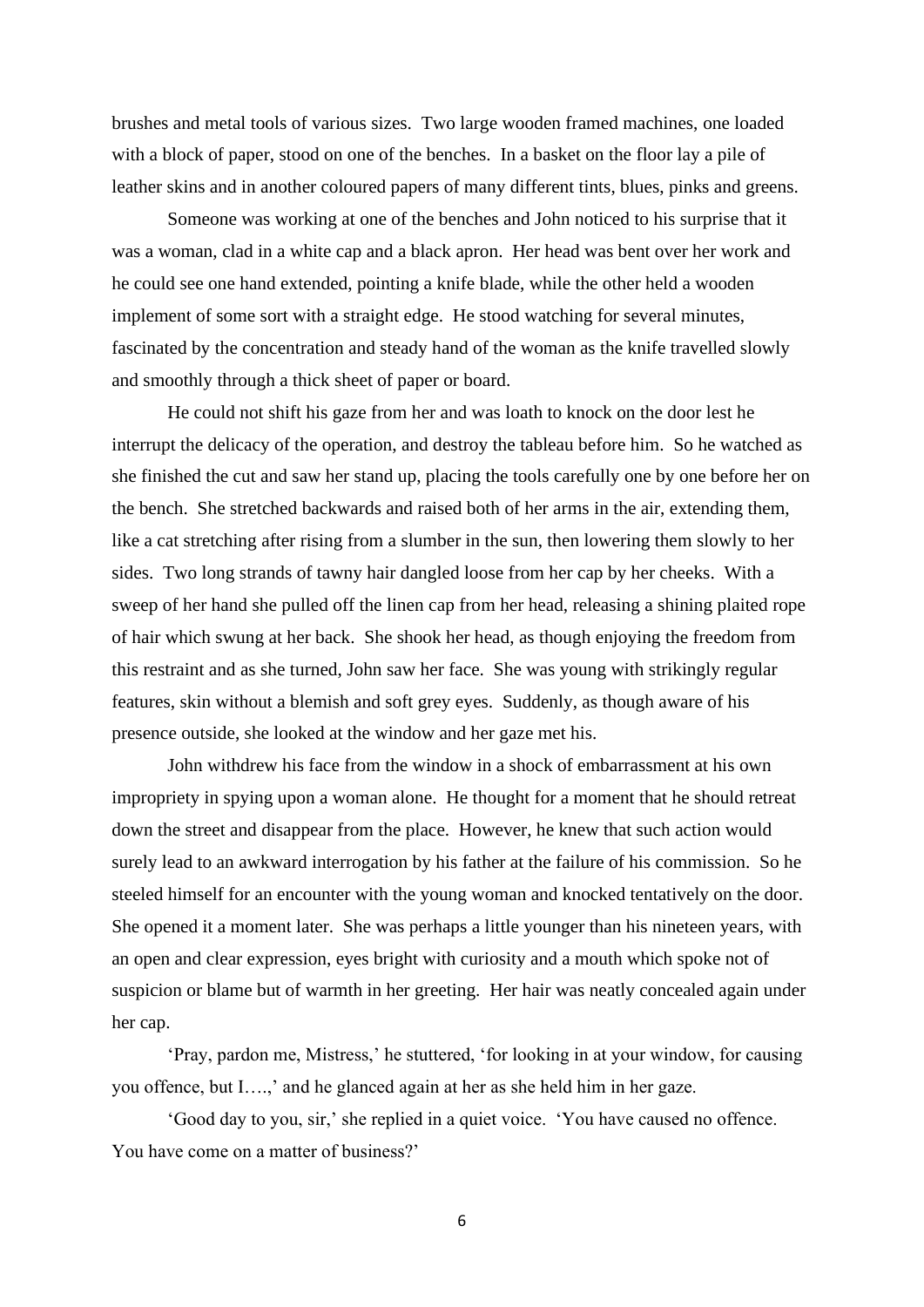brushes and metal tools of various sizes. Two large wooden framed machines, one loaded with a block of paper, stood on one of the benches. In a basket on the floor lay a pile of leather skins and in another coloured papers of many different tints, blues, pinks and greens.

Someone was working at one of the benches and John noticed to his surprise that it was a woman, clad in a white cap and a black apron. Her head was bent over her work and he could see one hand extended, pointing a knife blade, while the other held a wooden implement of some sort with a straight edge. He stood watching for several minutes, fascinated by the concentration and steady hand of the woman as the knife travelled slowly and smoothly through a thick sheet of paper or board.

He could not shift his gaze from her and was loath to knock on the door lest he interrupt the delicacy of the operation, and destroy the tableau before him. So he watched as she finished the cut and saw her stand up, placing the tools carefully one by one before her on the bench. She stretched backwards and raised both of her arms in the air, extending them, like a cat stretching after rising from a slumber in the sun, then lowering them slowly to her sides. Two long strands of tawny hair dangled loose from her cap by her cheeks. With a sweep of her hand she pulled off the linen cap from her head, releasing a shining plaited rope of hair which swung at her back. She shook her head, as though enjoying the freedom from this restraint and as she turned, John saw her face. She was young with strikingly regular features, skin without a blemish and soft grey eyes. Suddenly, as though aware of his presence outside, she looked at the window and her gaze met his.

John withdrew his face from the window in a shock of embarrassment at his own impropriety in spying upon a woman alone. He thought for a moment that he should retreat down the street and disappear from the place. However, he knew that such action would surely lead to an awkward interrogation by his father at the failure of his commission. So he steeled himself for an encounter with the young woman and knocked tentatively on the door. She opened it a moment later. She was perhaps a little younger than his nineteen years, with an open and clear expression, eyes bright with curiosity and a mouth which spoke not of suspicion or blame but of warmth in her greeting. Her hair was neatly concealed again under her cap.

'Pray, pardon me, Mistress,' he stuttered, 'for looking in at your window, for causing you offence, but I….,' and he glanced again at her as she held him in her gaze.

'Good day to you, sir,' she replied in a quiet voice. 'You have caused no offence. You have come on a matter of business?'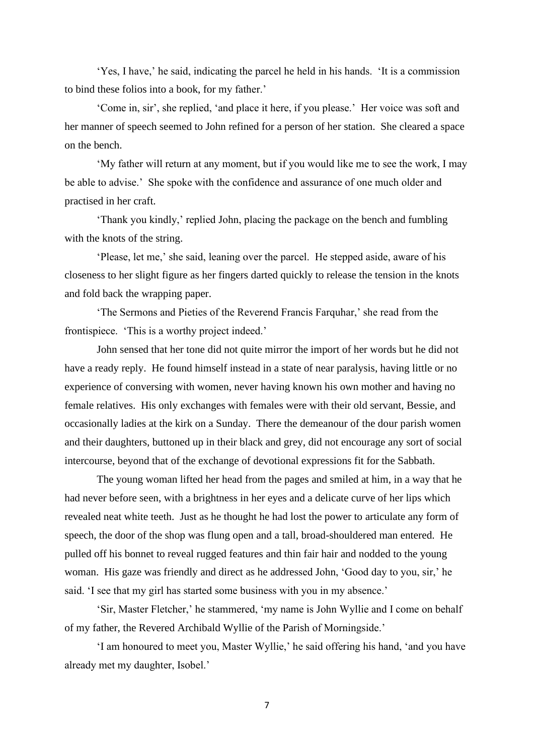'Yes, I have,' he said, indicating the parcel he held in his hands. 'It is a commission to bind these folios into a book, for my father.'

'Come in, sir', she replied, 'and place it here, if you please.' Her voice was soft and her manner of speech seemed to John refined for a person of her station. She cleared a space on the bench.

'My father will return at any moment, but if you would like me to see the work, I may be able to advise.' She spoke with the confidence and assurance of one much older and practised in her craft.

'Thank you kindly,' replied John, placing the package on the bench and fumbling with the knots of the string.

'Please, let me,' she said, leaning over the parcel. He stepped aside, aware of his closeness to her slight figure as her fingers darted quickly to release the tension in the knots and fold back the wrapping paper.

'The Sermons and Pieties of the Reverend Francis Farquhar,' she read from the frontispiece. 'This is a worthy project indeed.'

John sensed that her tone did not quite mirror the import of her words but he did not have a ready reply. He found himself instead in a state of near paralysis, having little or no experience of conversing with women, never having known his own mother and having no female relatives. His only exchanges with females were with their old servant, Bessie, and occasionally ladies at the kirk on a Sunday. There the demeanour of the dour parish women and their daughters, buttoned up in their black and grey, did not encourage any sort of social intercourse, beyond that of the exchange of devotional expressions fit for the Sabbath.

The young woman lifted her head from the pages and smiled at him, in a way that he had never before seen, with a brightness in her eyes and a delicate curve of her lips which revealed neat white teeth. Just as he thought he had lost the power to articulate any form of speech, the door of the shop was flung open and a tall, broad-shouldered man entered. He pulled off his bonnet to reveal rugged features and thin fair hair and nodded to the young woman. His gaze was friendly and direct as he addressed John, 'Good day to you, sir,' he said. 'I see that my girl has started some business with you in my absence.'

'Sir, Master Fletcher,' he stammered, 'my name is John Wyllie and I come on behalf of my father, the Revered Archibald Wyllie of the Parish of Morningside.'

'I am honoured to meet you, Master Wyllie,' he said offering his hand, 'and you have already met my daughter, Isobel.'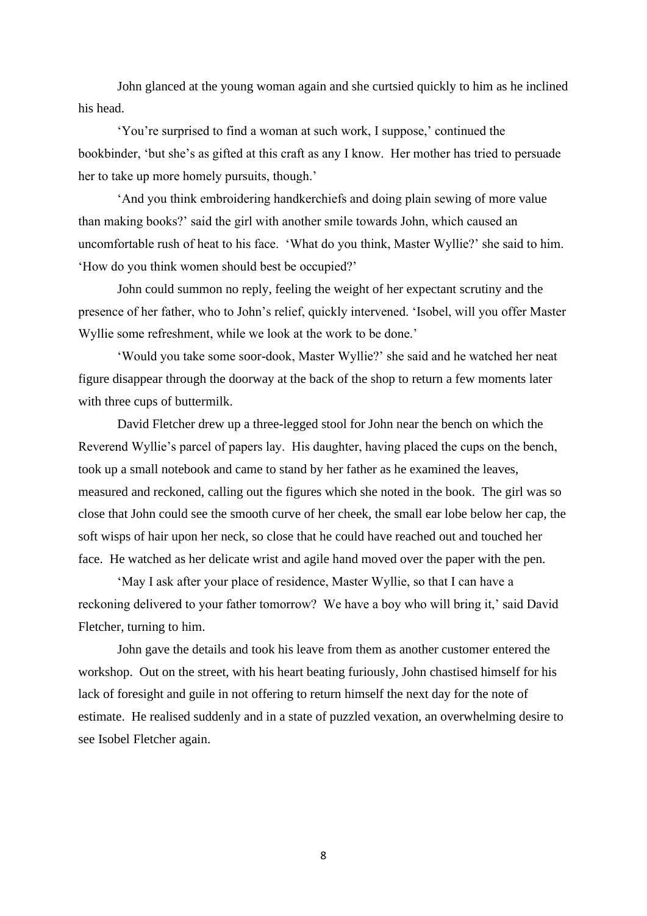John glanced at the young woman again and she curtsied quickly to him as he inclined his head.

'You're surprised to find a woman at such work, I suppose,' continued the bookbinder, 'but she's as gifted at this craft as any I know. Her mother has tried to persuade her to take up more homely pursuits, though.'

'And you think embroidering handkerchiefs and doing plain sewing of more value than making books?' said the girl with another smile towards John, which caused an uncomfortable rush of heat to his face. 'What do you think, Master Wyllie?' she said to him. 'How do you think women should best be occupied?'

John could summon no reply, feeling the weight of her expectant scrutiny and the presence of her father, who to John's relief, quickly intervened. 'Isobel, will you offer Master Wyllie some refreshment, while we look at the work to be done.'

'Would you take some soor-dook, Master Wyllie?' she said and he watched her neat figure disappear through the doorway at the back of the shop to return a few moments later with three cups of buttermilk.

David Fletcher drew up a three-legged stool for John near the bench on which the Reverend Wyllie's parcel of papers lay. His daughter, having placed the cups on the bench, took up a small notebook and came to stand by her father as he examined the leaves, measured and reckoned, calling out the figures which she noted in the book. The girl was so close that John could see the smooth curve of her cheek, the small ear lobe below her cap, the soft wisps of hair upon her neck, so close that he could have reached out and touched her face. He watched as her delicate wrist and agile hand moved over the paper with the pen.

'May I ask after your place of residence, Master Wyllie, so that I can have a reckoning delivered to your father tomorrow? We have a boy who will bring it,' said David Fletcher, turning to him.

John gave the details and took his leave from them as another customer entered the workshop. Out on the street, with his heart beating furiously, John chastised himself for his lack of foresight and guile in not offering to return himself the next day for the note of estimate. He realised suddenly and in a state of puzzled vexation, an overwhelming desire to see Isobel Fletcher again.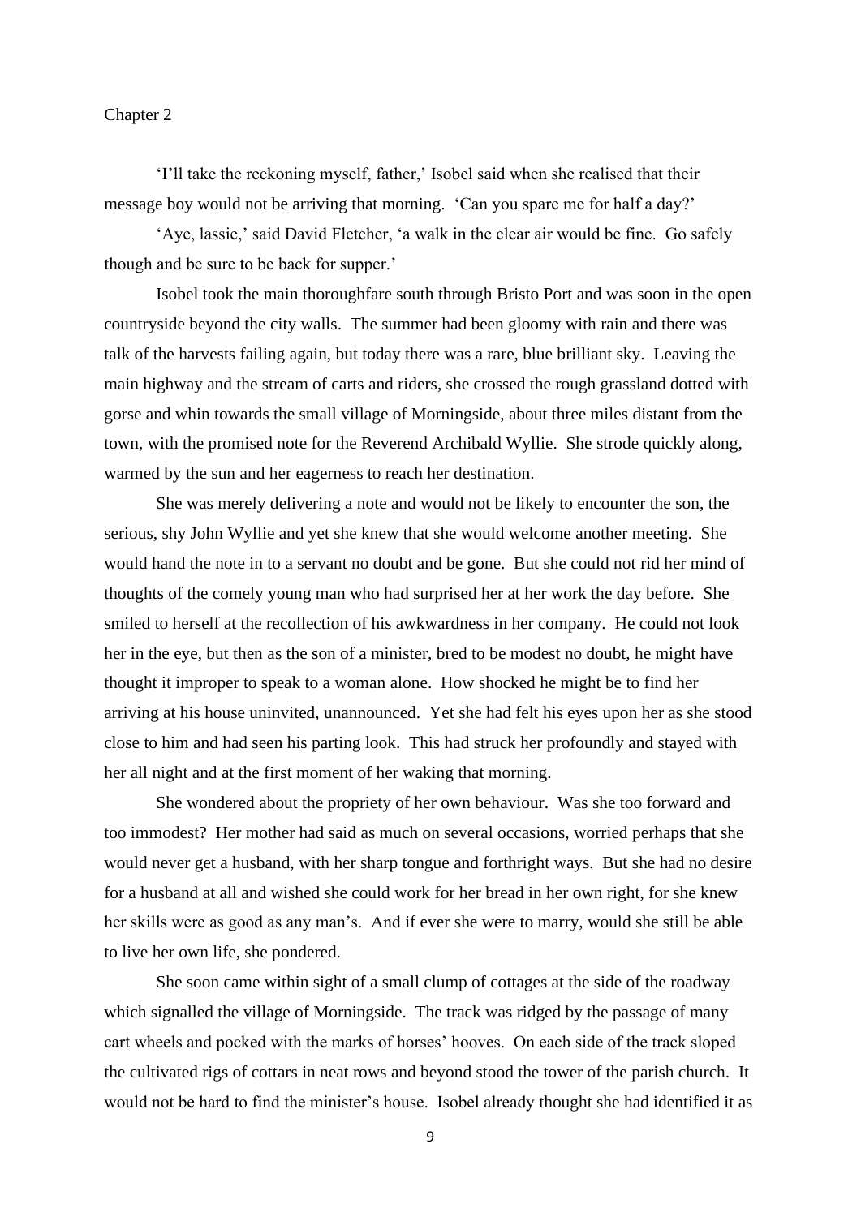## Chapter 2

'I'll take the reckoning myself, father,' Isobel said when she realised that their message boy would not be arriving that morning. 'Can you spare me for half a day?'

'Aye, lassie,' said David Fletcher, 'a walk in the clear air would be fine. Go safely though and be sure to be back for supper.'

Isobel took the main thoroughfare south through Bristo Port and was soon in the open countryside beyond the city walls. The summer had been gloomy with rain and there was talk of the harvests failing again, but today there was a rare, blue brilliant sky. Leaving the main highway and the stream of carts and riders, she crossed the rough grassland dotted with gorse and whin towards the small village of Morningside, about three miles distant from the town, with the promised note for the Reverend Archibald Wyllie. She strode quickly along, warmed by the sun and her eagerness to reach her destination.

She was merely delivering a note and would not be likely to encounter the son, the serious, shy John Wyllie and yet she knew that she would welcome another meeting. She would hand the note in to a servant no doubt and be gone. But she could not rid her mind of thoughts of the comely young man who had surprised her at her work the day before. She smiled to herself at the recollection of his awkwardness in her company. He could not look her in the eye, but then as the son of a minister, bred to be modest no doubt, he might have thought it improper to speak to a woman alone. How shocked he might be to find her arriving at his house uninvited, unannounced. Yet she had felt his eyes upon her as she stood close to him and had seen his parting look. This had struck her profoundly and stayed with her all night and at the first moment of her waking that morning.

She wondered about the propriety of her own behaviour. Was she too forward and too immodest? Her mother had said as much on several occasions, worried perhaps that she would never get a husband, with her sharp tongue and forthright ways. But she had no desire for a husband at all and wished she could work for her bread in her own right, for she knew her skills were as good as any man's. And if ever she were to marry, would she still be able to live her own life, she pondered.

She soon came within sight of a small clump of cottages at the side of the roadway which signalled the village of Morningside. The track was ridged by the passage of many cart wheels and pocked with the marks of horses' hooves. On each side of the track sloped the cultivated rigs of cottars in neat rows and beyond stood the tower of the parish church. It would not be hard to find the minister's house. Isobel already thought she had identified it as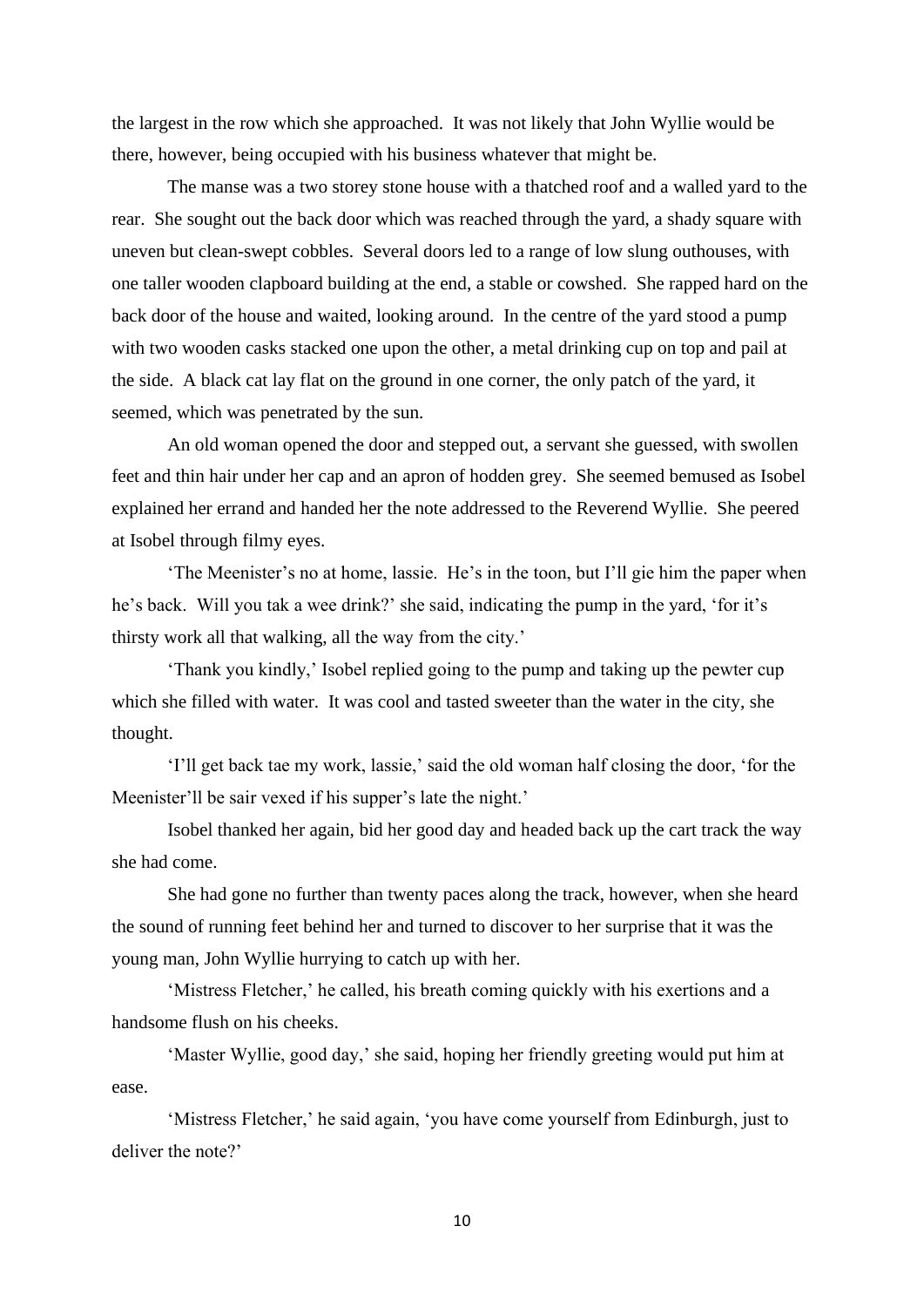the largest in the row which she approached. It was not likely that John Wyllie would be there, however, being occupied with his business whatever that might be.

The manse was a two storey stone house with a thatched roof and a walled yard to the rear. She sought out the back door which was reached through the yard, a shady square with uneven but clean-swept cobbles. Several doors led to a range of low slung outhouses, with one taller wooden clapboard building at the end, a stable or cowshed. She rapped hard on the back door of the house and waited, looking around. In the centre of the yard stood a pump with two wooden casks stacked one upon the other, a metal drinking cup on top and pail at the side. A black cat lay flat on the ground in one corner, the only patch of the yard, it seemed, which was penetrated by the sun.

An old woman opened the door and stepped out, a servant she guessed, with swollen feet and thin hair under her cap and an apron of hodden grey. She seemed bemused as Isobel explained her errand and handed her the note addressed to the Reverend Wyllie. She peered at Isobel through filmy eyes.

'The Meenister's no at home, lassie. He's in the toon, but I'll gie him the paper when he's back. Will you tak a wee drink?' she said, indicating the pump in the yard, 'for it's thirsty work all that walking, all the way from the city.'

'Thank you kindly,' Isobel replied going to the pump and taking up the pewter cup which she filled with water. It was cool and tasted sweeter than the water in the city, she thought.

'I'll get back tae my work, lassie,' said the old woman half closing the door, 'for the Meenister'll be sair vexed if his supper's late the night.'

Isobel thanked her again, bid her good day and headed back up the cart track the way she had come.

She had gone no further than twenty paces along the track, however, when she heard the sound of running feet behind her and turned to discover to her surprise that it was the young man, John Wyllie hurrying to catch up with her.

'Mistress Fletcher,' he called, his breath coming quickly with his exertions and a handsome flush on his cheeks.

'Master Wyllie, good day,' she said, hoping her friendly greeting would put him at ease.

'Mistress Fletcher,' he said again, 'you have come yourself from Edinburgh, just to deliver the note?'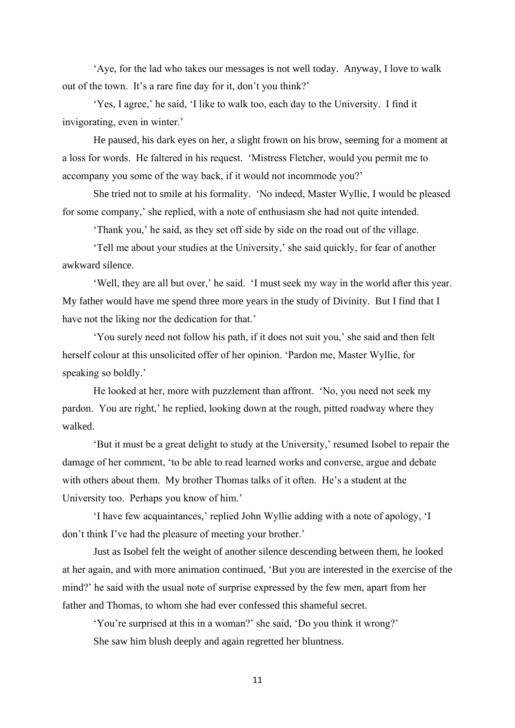‘Aye, for the lad who takes our messages is not well today. Anyway, I love to walk out of the town. It’s a rare fine day for it, don’t you think?’

‘Yes, I agree,’ he said, ‘I like to walk too, each day to the University. I find it invigorating, even in winter.’

He paused, his dark eyes on her, a slight frown on his brow, seeming for a moment at a loss for words. He faltered in his request. ‘Mistress Fletcher, would you permit me to accompany you some of the way back, if it would not incommode you?’

She tried not to smile at his formality. ‘No indeed, Master Wyllie, I would be pleased for some company,’ she replied, with a note of enthusiasm she had not quite intended.

‘Thank you,’ he said, as they set off side by side on the road out of the village.

‘Tell me about your studies at the University,’ she said quickly, for fear of another awkward silence.

‘Well, they are all but over,’ he said. ‘I must seek my way in the world after this year. My father would have me spend three more years in the study of Divinity. But I find that I have not the liking nor the dedication for that.’

‘You surely need not follow his path, if it does not suit you,’ she said and then felt herself colour at this unsolicited offer of her opinion. ‘Pardon me, Master Wyllie, for speaking so boldly.’

He looked at her, more with puzzlement than affront. ‘No, you need not seek my pardon. You are right,’ he replied, looking down at the rough, pitted roadway where they walked.

‘But it must be a great delight to study at the University,’ resumed Isobel to repair the damage of her comment, ‘to be able to read learned works and converse, argue and debate with others about them. My brother Thomas talks of it often. He’s a student at the University too. Perhaps you know of him.’

‘I have few acquaintances,’ replied John Wyllie adding with a note of apology, ‘I don’t think I’ve had the pleasure of meeting your brother.’

Just as Isobel felt the weight of another silence descending between them, he looked at her again, and with more animation continued, ‘But you are interested in the exercise of the mind?’ he said with the usual note of surprise expressed by the few men, apart from her father and Thomas, to whom she had ever confessed this shameful secret.

‘You’re surprised at this in a woman?’ she said, ‘Do you think it wrong?’

She saw him blush deeply and again regretted her bluntness.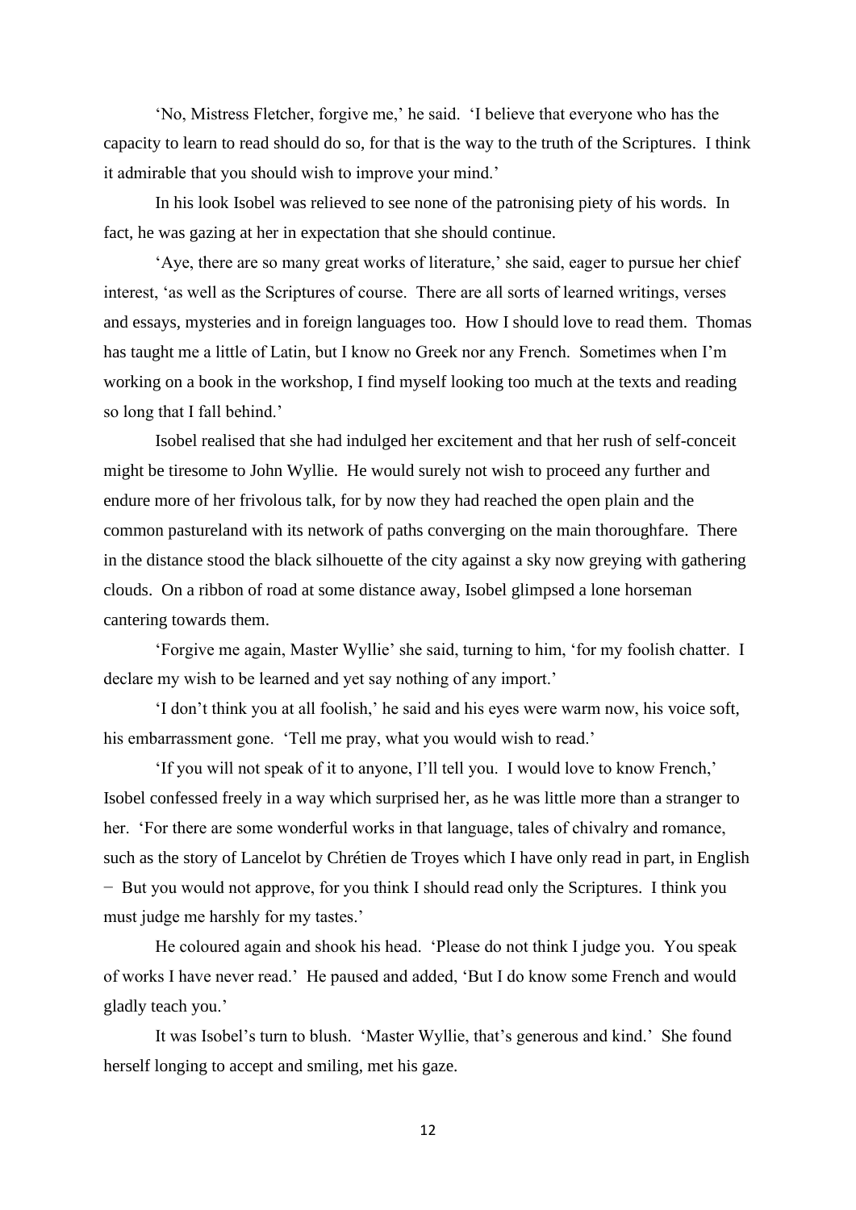'No, Mistress Fletcher, forgive me,' he said. 'I believe that everyone who has the capacity to learn to read should do so, for that is the way to the truth of the Scriptures. I think it admirable that you should wish to improve your mind.'

In his look Isobel was relieved to see none of the patronising piety of his words. In fact, he was gazing at her in expectation that she should continue.

'Aye, there are so many great works of literature,' she said, eager to pursue her chief interest, 'as well as the Scriptures of course. There are all sorts of learned writings, verses and essays, mysteries and in foreign languages too. How I should love to read them. Thomas has taught me a little of Latin, but I know no Greek nor any French. Sometimes when I'm working on a book in the workshop, I find myself looking too much at the texts and reading so long that I fall behind.'

Isobel realised that she had indulged her excitement and that her rush of self-conceit might be tiresome to John Wyllie. He would surely not wish to proceed any further and endure more of her frivolous talk, for by now they had reached the open plain and the common pastureland with its network of paths converging on the main thoroughfare. There in the distance stood the black silhouette of the city against a sky now greying with gathering clouds. On a ribbon of road at some distance away, Isobel glimpsed a lone horseman cantering towards them.

'Forgive me again, Master Wyllie' she said, turning to him, 'for my foolish chatter. I declare my wish to be learned and yet say nothing of any import.'

'I don't think you at all foolish,' he said and his eyes were warm now, his voice soft, his embarrassment gone. 'Tell me pray, what you would wish to read.'

'If you will not speak of it to anyone, I'll tell you. I would love to know French,' Isobel confessed freely in a way which surprised her, as he was little more than a stranger to her. 'For there are some wonderful works in that language, tales of chivalry and romance, such as the story of Lancelot by Chrétien de Troyes which I have only read in part, in English − But you would not approve, for you think I should read only the Scriptures. I think you must judge me harshly for my tastes.'

He coloured again and shook his head. 'Please do not think I judge you. You speak of works I have never read.' He paused and added, 'But I do know some French and would gladly teach you.'

It was Isobel's turn to blush. 'Master Wyllie, that's generous and kind.' She found herself longing to accept and smiling, met his gaze.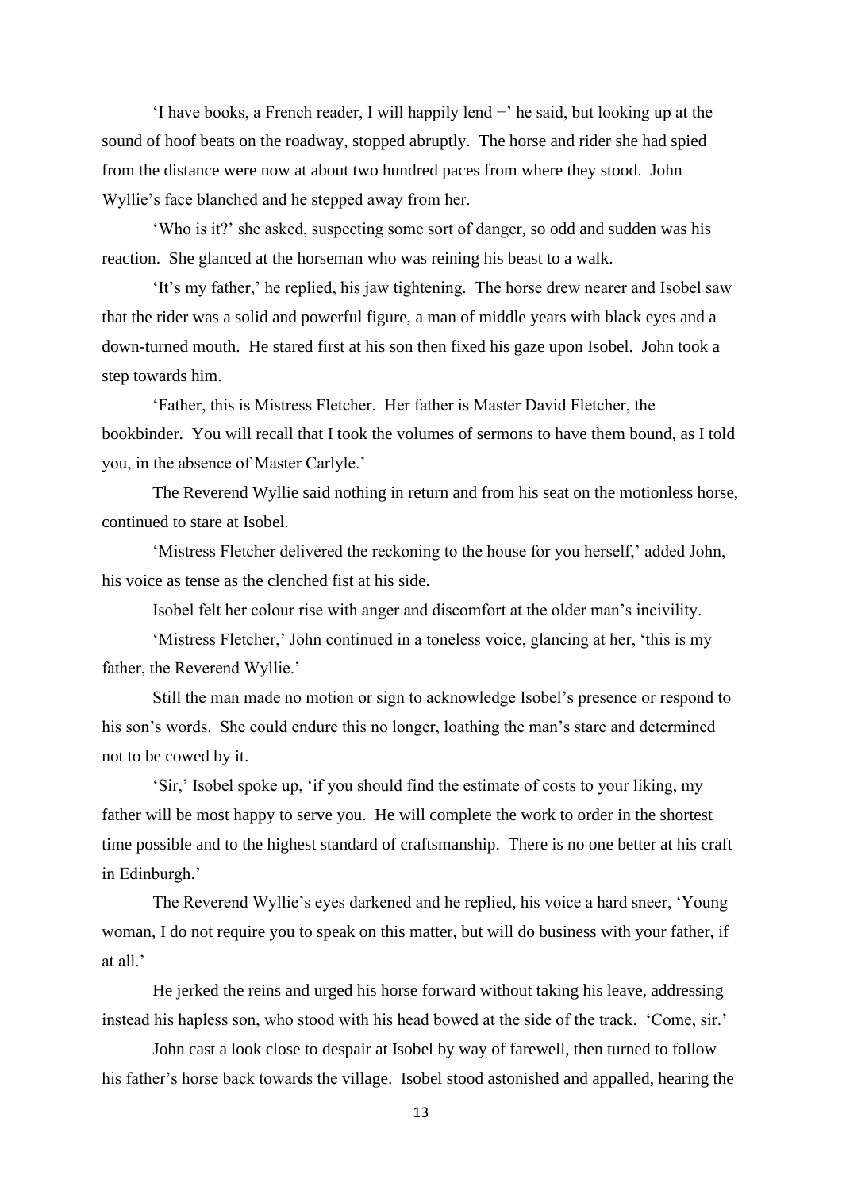'I have books, a French reader, I will happily lend –' he said, but looking up at the sound of hoof beats on the roadway, stopped abruptly. The horse and rider she had spied from the distance were now at about two hundred paces from where they stood. John Wyllie's face blanched and he stepped away from her.

'Who is it?' she asked, suspecting some sort of danger, so odd and sudden was his reaction. She glanced at the horseman who was reining his beast to a walk.

'It's my father,' he replied, his jaw tightening. The horse drew nearer and Isobel saw that the rider was a solid and powerful figure, a man of middle years with black eyes and a down-turned mouth. He stared first at his son then fixed his gaze upon Isobel. John took a step towards him.

'Father, this is Mistress Fletcher. Her father is Master David Fletcher, the bookbinder. You will recall that I took the volumes of sermons to have them bound, as I told you, in the absence of Master Carlyle.'

The Reverend Wyllie said nothing in return and from his seat on the motionless horse, continued to stare at Isobel.

'Mistress Fletcher delivered the reckoning to the house for you herself,' added John, his voice as tense as the clenched fist at his side.

Isobel felt her colour rise with anger and discomfort at the older man's incivility.

'Mistress Fletcher,' John continued in a toneless voice, glancing at her, 'this is my father, the Reverend Wyllie.'

Still the man made no motion or sign to acknowledge Isobel's presence or respond to his son's words. She could endure this no longer, loathing the man's stare and determined not to be cowed by it.

'Sir,' Isobel spoke up, 'if you should find the estimate of costs to your liking, my father will be most happy to serve you. He will complete the work to order in the shortest time possible and to the highest standard of craftsmanship. There is no one better at his craft in Edinburgh.'

The Reverend Wyllie's eyes darkened and he replied, his voice a hard sneer, 'Young woman, I do not require you to speak on this matter, but will do business with your father, if at all.'

He jerked the reins and urged his horse forward without taking his leave, addressing instead his hapless son, who stood with his head bowed at the side of the track. 'Come, sir.'

John cast a look close to despair at Isobel by way of farewell, then turned to follow his father's horse back towards the village. Isobel stood astonished and appalled, hearing the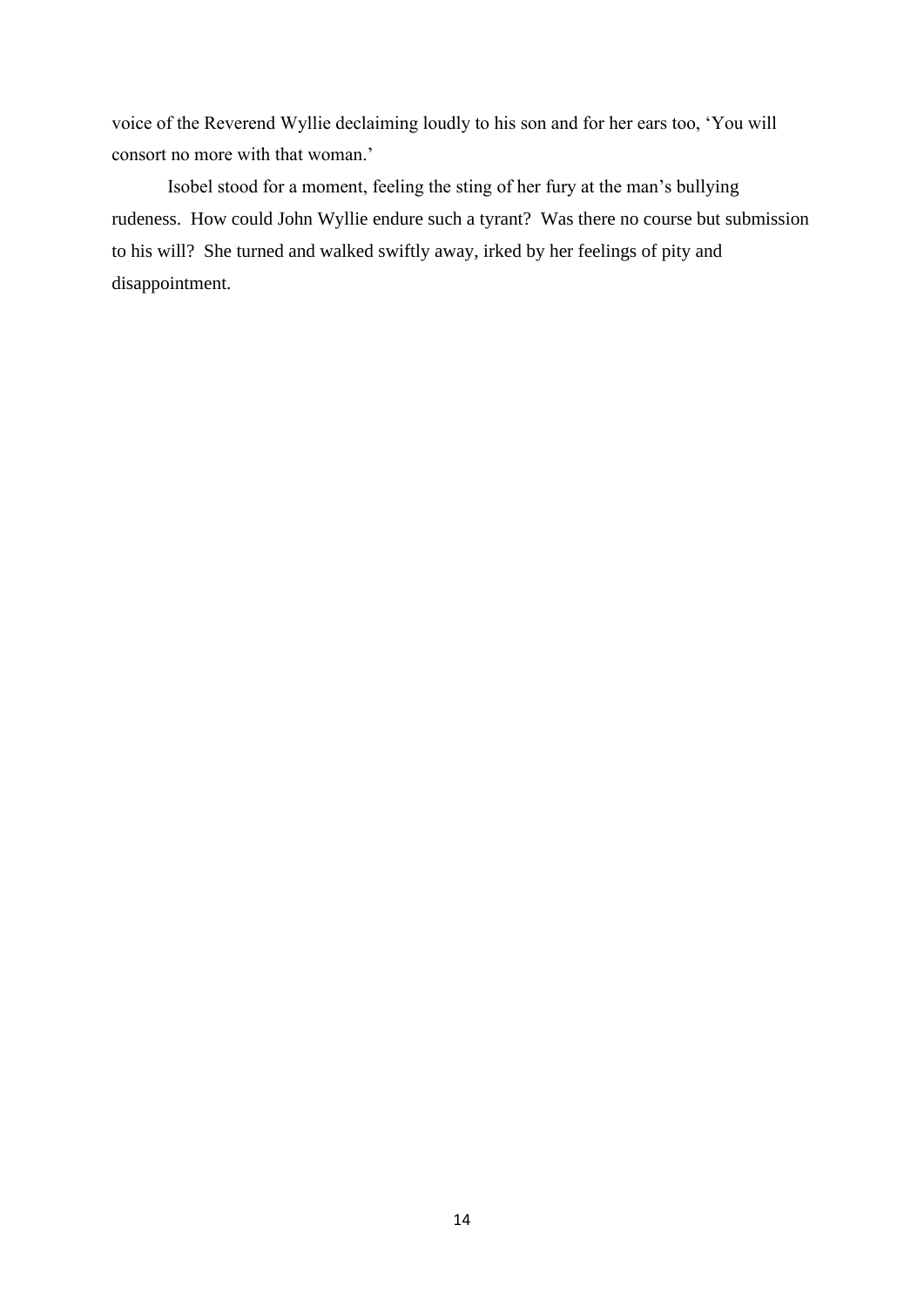voice of the Reverend Wyllie declaiming loudly to his son and for her ears too, 'You will consort no more with that woman.'

Isobel stood for a moment, feeling the sting of her fury at the man's bullying rudeness. How could John Wyllie endure such a tyrant? Was there no course but submission to his will? She turned and walked swiftly away, irked by her feelings of pity and disappointment.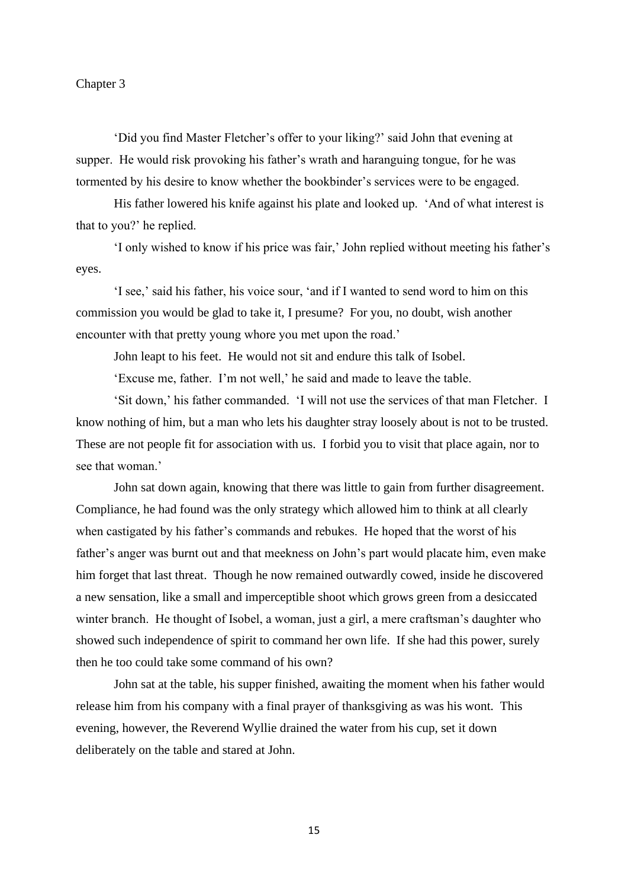## Chapter 3

'Did you find Master Fletcher's offer to your liking?' said John that evening at supper. He would risk provoking his father's wrath and haranguing tongue, for he was tormented by his desire to know whether the bookbinder's services were to be engaged.

His father lowered his knife against his plate and looked up. 'And of what interest is that to you?' he replied.

'I only wished to know if his price was fair,' John replied without meeting his father's eyes.

'I see,' said his father, his voice sour, 'and if I wanted to send word to him on this commission you would be glad to take it, I presume? For you, no doubt, wish another encounter with that pretty young whore you met upon the road.'

John leapt to his feet. He would not sit and endure this talk of Isobel.

'Excuse me, father. I'm not well,' he said and made to leave the table.

'Sit down,' his father commanded. 'I will not use the services of that man Fletcher. I know nothing of him, but a man who lets his daughter stray loosely about is not to be trusted. These are not people fit for association with us. I forbid you to visit that place again, nor to see that woman.'

John sat down again, knowing that there was little to gain from further disagreement. Compliance, he had found was the only strategy which allowed him to think at all clearly when castigated by his father's commands and rebukes. He hoped that the worst of his father's anger was burnt out and that meekness on John's part would placate him, even make him forget that last threat. Though he now remained outwardly cowed, inside he discovered a new sensation, like a small and imperceptible shoot which grows green from a desiccated winter branch. He thought of Isobel, a woman, just a girl, a mere craftsman's daughter who showed such independence of spirit to command her own life. If she had this power, surely then he too could take some command of his own?

John sat at the table, his supper finished, awaiting the moment when his father would release him from his company with a final prayer of thanksgiving as was his wont. This evening, however, the Reverend Wyllie drained the water from his cup, set it down deliberately on the table and stared at John.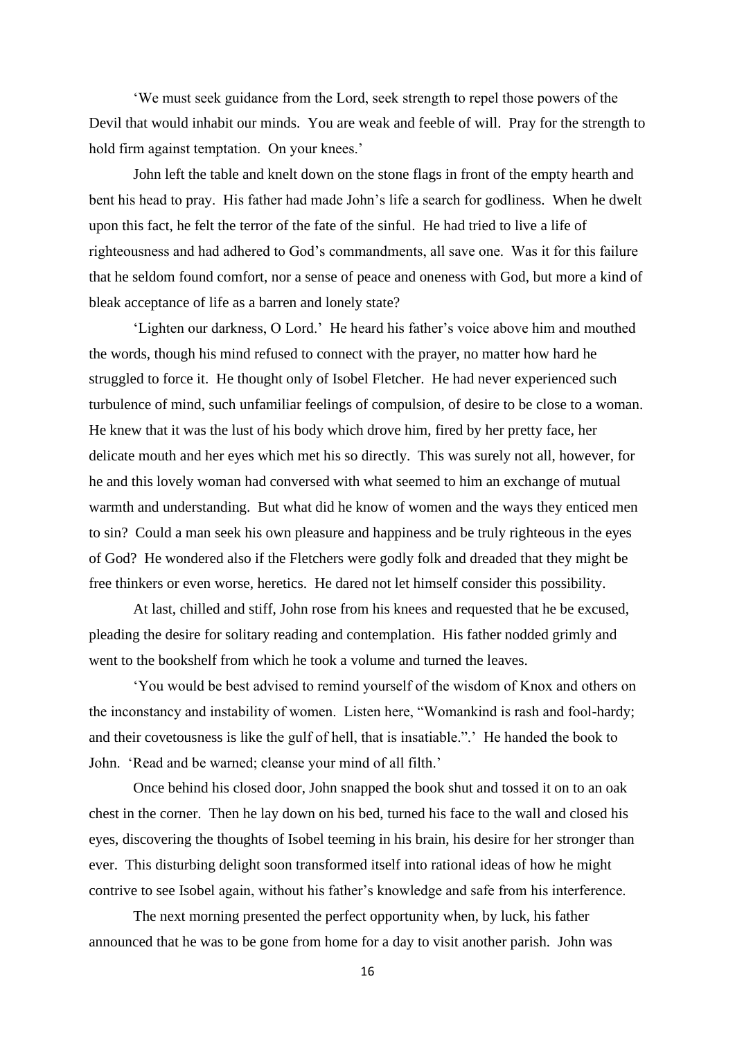'We must seek guidance from the Lord, seek strength to repel those powers of the Devil that would inhabit our minds. You are weak and feeble of will. Pray for the strength to hold firm against temptation. On your knees.'

John left the table and knelt down on the stone flags in front of the empty hearth and bent his head to pray. His father had made John's life a search for godliness. When he dwelt upon this fact, he felt the terror of the fate of the sinful. He had tried to live a life of righteousness and had adhered to God's commandments, all save one. Was it for this failure that he seldom found comfort, nor a sense of peace and oneness with God, but more a kind of bleak acceptance of life as a barren and lonely state?

'Lighten our darkness, O Lord.' He heard his father's voice above him and mouthed the words, though his mind refused to connect with the prayer, no matter how hard he struggled to force it. He thought only of Isobel Fletcher. He had never experienced such turbulence of mind, such unfamiliar feelings of compulsion, of desire to be close to a woman. He knew that it was the lust of his body which drove him, fired by her pretty face, her delicate mouth and her eyes which met his so directly. This was surely not all, however, for he and this lovely woman had conversed with what seemed to him an exchange of mutual warmth and understanding. But what did he know of women and the ways they enticed men to sin? Could a man seek his own pleasure and happiness and be truly righteous in the eyes of God? He wondered also if the Fletchers were godly folk and dreaded that they might be free thinkers or even worse, heretics. He dared not let himself consider this possibility.

At last, chilled and stiff, John rose from his knees and requested that he be excused, pleading the desire for solitary reading and contemplation. His father nodded grimly and went to the bookshelf from which he took a volume and turned the leaves.

'You would be best advised to remind yourself of the wisdom of Knox and others on the inconstancy and instability of women. Listen here, "Womankind is rash and fool-hardy; and their covetousness is like the gulf of hell, that is insatiable.".' He handed the book to John. 'Read and be warned; cleanse your mind of all filth.'

Once behind his closed door, John snapped the book shut and tossed it on to an oak chest in the corner. Then he lay down on his bed, turned his face to the wall and closed his eyes, discovering the thoughts of Isobel teeming in his brain, his desire for her stronger than ever. This disturbing delight soon transformed itself into rational ideas of how he might contrive to see Isobel again, without his father's knowledge and safe from his interference.

The next morning presented the perfect opportunity when, by luck, his father announced that he was to be gone from home for a day to visit another parish. John was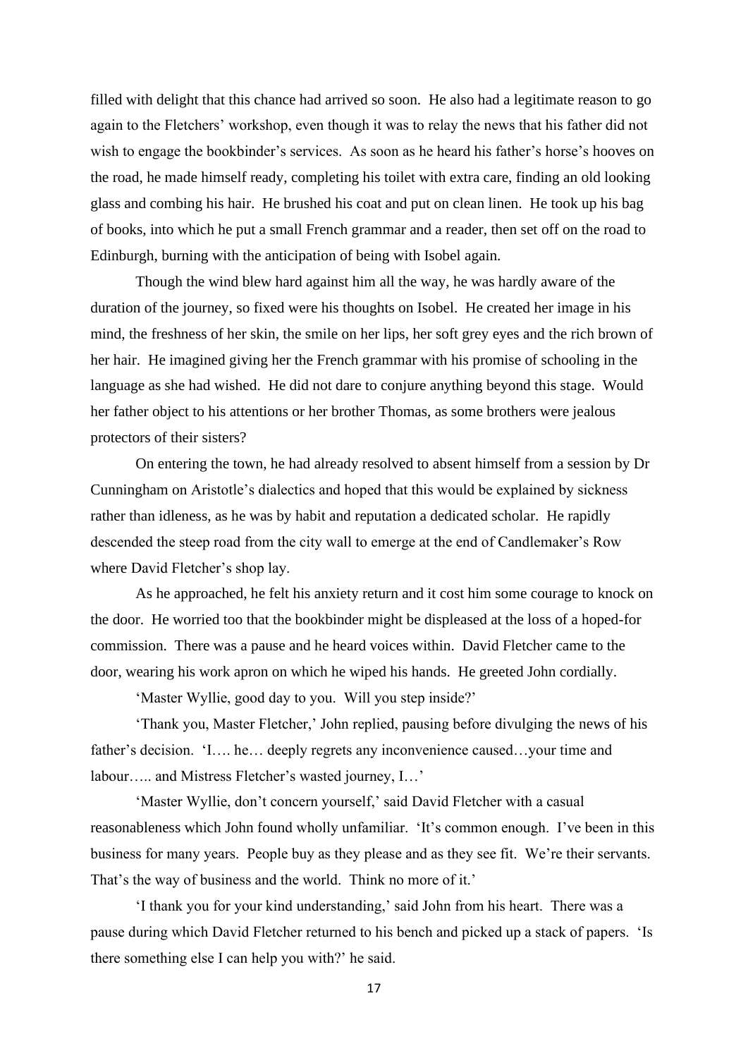filled with delight that this chance had arrived so soon. He also had a legitimate reason to go again to the Fletchers' workshop, even though it was to relay the news that his father did not wish to engage the bookbinder's services. As soon as he heard his father's horse's hooves on the road, he made himself ready, completing his toilet with extra care, finding an old looking glass and combing his hair. He brushed his coat and put on clean linen. He took up his bag of books, into which he put a small French grammar and a reader, then set off on the road to Edinburgh, burning with the anticipation of being with Isobel again.

Though the wind blew hard against him all the way, he was hardly aware of the duration of the journey, so fixed were his thoughts on Isobel. He created her image in his mind, the freshness of her skin, the smile on her lips, her soft grey eyes and the rich brown of her hair. He imagined giving her the French grammar with his promise of schooling in the language as she had wished. He did not dare to conjure anything beyond this stage. Would her father object to his attentions or her brother Thomas, as some brothers were jealous protectors of their sisters?

On entering the town, he had already resolved to absent himself from a session by Dr Cunningham on Aristotle's dialectics and hoped that this would be explained by sickness rather than idleness, as he was by habit and reputation a dedicated scholar. He rapidly descended the steep road from the city wall to emerge at the end of Candlemaker's Row where David Fletcher's shop lay.

As he approached, he felt his anxiety return and it cost him some courage to knock on the door. He worried too that the bookbinder might be displeased at the loss of a hoped-for commission. There was a pause and he heard voices within. David Fletcher came to the door, wearing his work apron on which he wiped his hands. He greeted John cordially.

'Master Wyllie, good day to you. Will you step inside?'

'Thank you, Master Fletcher,' John replied, pausing before divulging the news of his father's decision. 'I…. he… deeply regrets any inconvenience caused…your time and labour….. and Mistress Fletcher's wasted journey, I…'

'Master Wyllie, don't concern yourself,' said David Fletcher with a casual reasonableness which John found wholly unfamiliar. 'It's common enough. I've been in this business for many years. People buy as they please and as they see fit. We're their servants. That's the way of business and the world. Think no more of it.'

'I thank you for your kind understanding,' said John from his heart. There was a pause during which David Fletcher returned to his bench and picked up a stack of papers. 'Is there something else I can help you with?' he said.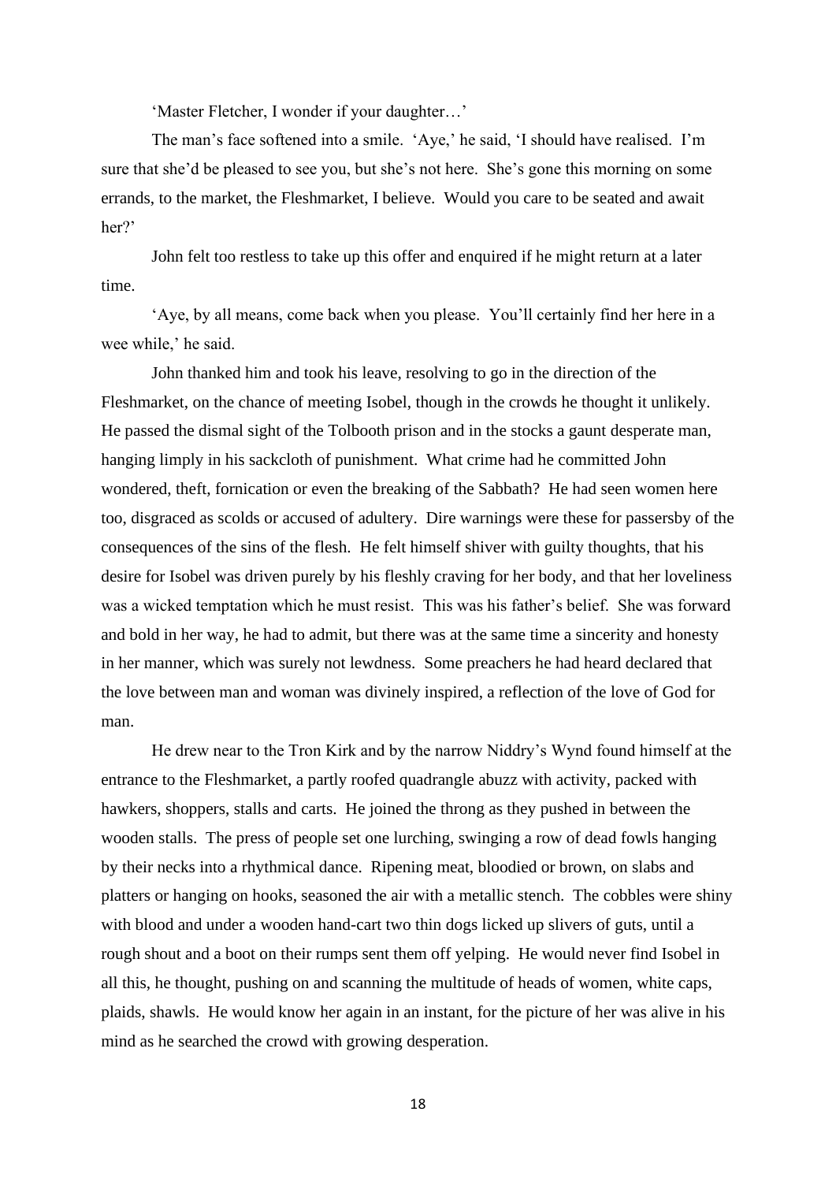'Master Fletcher, I wonder if your daughter…'

The man's face softened into a smile. 'Aye,' he said, 'I should have realised. I'm sure that she'd be pleased to see you, but she's not here. She's gone this morning on some errands, to the market, the Fleshmarket, I believe. Would you care to be seated and await her?'

John felt too restless to take up this offer and enquired if he might return at a later time.

'Aye, by all means, come back when you please. You'll certainly find her here in a wee while,' he said.

John thanked him and took his leave, resolving to go in the direction of the Fleshmarket, on the chance of meeting Isobel, though in the crowds he thought it unlikely. He passed the dismal sight of the Tolbooth prison and in the stocks a gaunt desperate man, hanging limply in his sackcloth of punishment. What crime had he committed John wondered, theft, fornication or even the breaking of the Sabbath? He had seen women here too, disgraced as scolds or accused of adultery. Dire warnings were these for passersby of the consequences of the sins of the flesh. He felt himself shiver with guilty thoughts, that his desire for Isobel was driven purely by his fleshly craving for her body, and that her loveliness was a wicked temptation which he must resist. This was his father's belief. She was forward and bold in her way, he had to admit, but there was at the same time a sincerity and honesty in her manner, which was surely not lewdness. Some preachers he had heard declared that the love between man and woman was divinely inspired, a reflection of the love of God for man.

He drew near to the Tron Kirk and by the narrow Niddry's Wynd found himself at the entrance to the Fleshmarket, a partly roofed quadrangle abuzz with activity, packed with hawkers, shoppers, stalls and carts. He joined the throng as they pushed in between the wooden stalls. The press of people set one lurching, swinging a row of dead fowls hanging by their necks into a rhythmical dance. Ripening meat, bloodied or brown, on slabs and platters or hanging on hooks, seasoned the air with a metallic stench. The cobbles were shiny with blood and under a wooden hand-cart two thin dogs licked up slivers of guts, until a rough shout and a boot on their rumps sent them off yelping. He would never find Isobel in all this, he thought, pushing on and scanning the multitude of heads of women, white caps, plaids, shawls. He would know her again in an instant, for the picture of her was alive in his mind as he searched the crowd with growing desperation.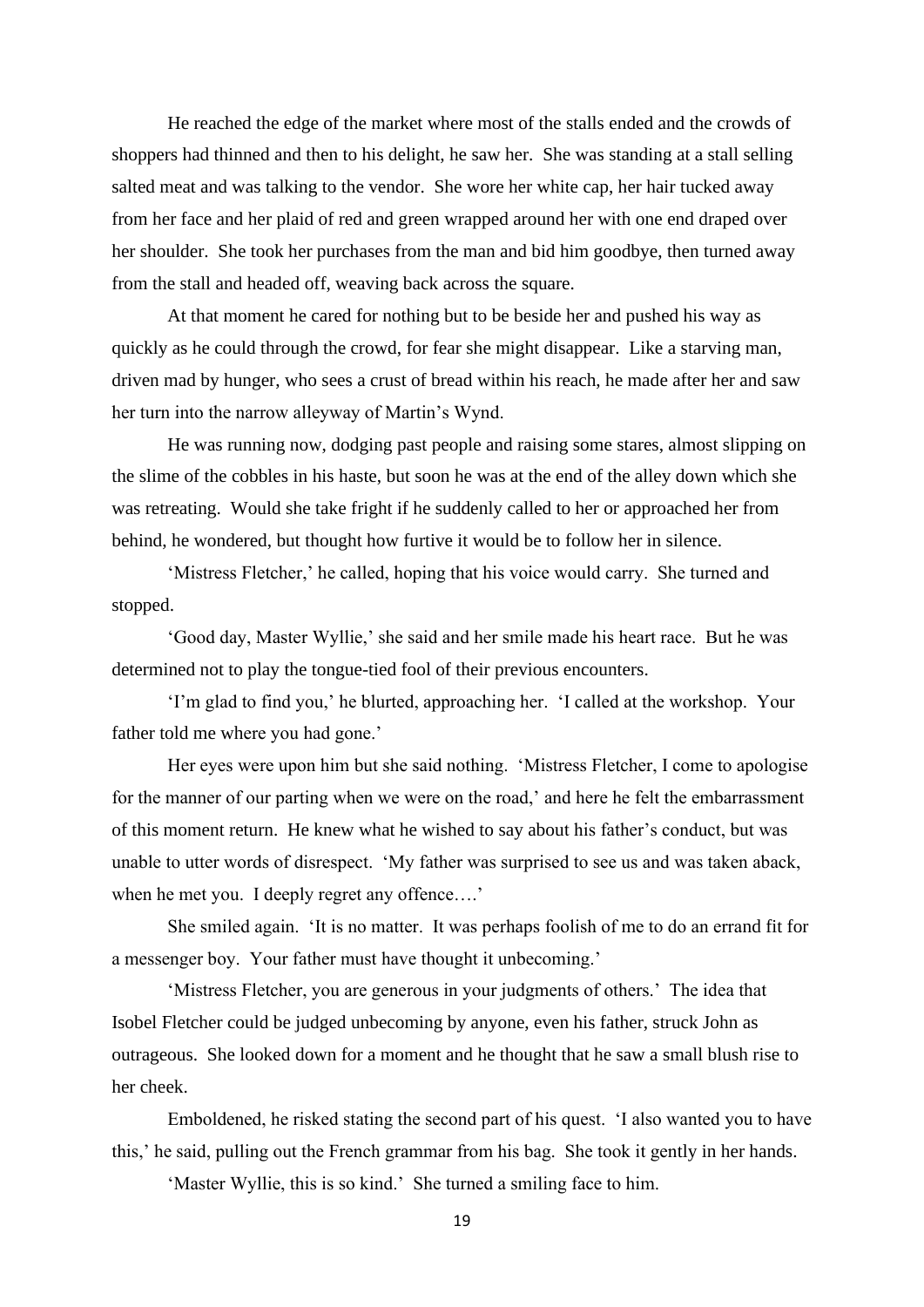He reached the edge of the market where most of the stalls ended and the crowds of shoppers had thinned and then to his delight, he saw her. She was standing at a stall selling salted meat and was talking to the vendor. She wore her white cap, her hair tucked away from her face and her plaid of red and green wrapped around her with one end draped over her shoulder. She took her purchases from the man and bid him goodbye, then turned away from the stall and headed off, weaving back across the square.

At that moment he cared for nothing but to be beside her and pushed his way as quickly as he could through the crowd, for fear she might disappear. Like a starving man, driven mad by hunger, who sees a crust of bread within his reach, he made after her and saw her turn into the narrow alleyway of Martin's Wynd.

He was running now, dodging past people and raising some stares, almost slipping on the slime of the cobbles in his haste, but soon he was at the end of the alley down which she was retreating. Would she take fright if he suddenly called to her or approached her from behind, he wondered, but thought how furtive it would be to follow her in silence.

'Mistress Fletcher,' he called, hoping that his voice would carry. She turned and stopped.

'Good day, Master Wyllie,' she said and her smile made his heart race. But he was determined not to play the tongue-tied fool of their previous encounters.

'I'm glad to find you,' he blurted, approaching her. 'I called at the workshop. Your father told me where you had gone.'

Her eyes were upon him but she said nothing. 'Mistress Fletcher, I come to apologise for the manner of our parting when we were on the road,' and here he felt the embarrassment of this moment return. He knew what he wished to say about his father's conduct, but was unable to utter words of disrespect. 'My father was surprised to see us and was taken aback, when he met you. I deeply regret any offence….'

She smiled again. 'It is no matter. It was perhaps foolish of me to do an errand fit for a messenger boy. Your father must have thought it unbecoming.'

'Mistress Fletcher, you are generous in your judgments of others.' The idea that Isobel Fletcher could be judged unbecoming by anyone, even his father, struck John as outrageous. She looked down for a moment and he thought that he saw a small blush rise to her cheek.

Emboldened, he risked stating the second part of his quest. 'I also wanted you to have this,' he said, pulling out the French grammar from his bag. She took it gently in her hands.

'Master Wyllie, this is so kind.' She turned a smiling face to him.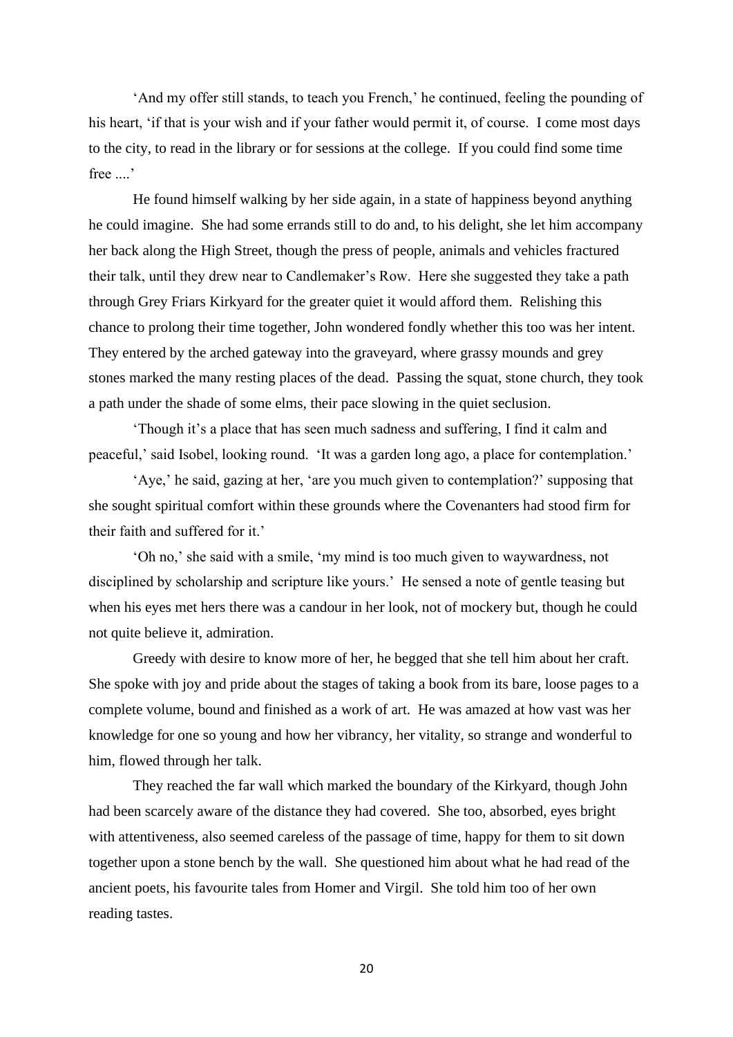'And my offer still stands, to teach you French,' he continued, feeling the pounding of his heart, 'if that is your wish and if your father would permit it, of course. I come most days to the city, to read in the library or for sessions at the college. If you could find some time free ....'

He found himself walking by her side again, in a state of happiness beyond anything he could imagine. She had some errands still to do and, to his delight, she let him accompany her back along the High Street, though the press of people, animals and vehicles fractured their talk, until they drew near to Candlemaker's Row. Here she suggested they take a path through Grey Friars Kirkyard for the greater quiet it would afford them. Relishing this chance to prolong their time together, John wondered fondly whether this too was her intent. They entered by the arched gateway into the graveyard, where grassy mounds and grey stones marked the many resting places of the dead. Passing the squat, stone church, they took a path under the shade of some elms, their pace slowing in the quiet seclusion.

'Though it's a place that has seen much sadness and suffering, I find it calm and peaceful,' said Isobel, looking round. 'It was a garden long ago, a place for contemplation.'

'Aye,' he said, gazing at her, 'are you much given to contemplation?' supposing that she sought spiritual comfort within these grounds where the Covenanters had stood firm for their faith and suffered for it.'

'Oh no,' she said with a smile, 'my mind is too much given to waywardness, not disciplined by scholarship and scripture like yours.' He sensed a note of gentle teasing but when his eyes met hers there was a candour in her look, not of mockery but, though he could not quite believe it, admiration.

Greedy with desire to know more of her, he begged that she tell him about her craft. She spoke with joy and pride about the stages of taking a book from its bare, loose pages to a complete volume, bound and finished as a work of art. He was amazed at how vast was her knowledge for one so young and how her vibrancy, her vitality, so strange and wonderful to him, flowed through her talk.

They reached the far wall which marked the boundary of the Kirkyard, though John had been scarcely aware of the distance they had covered. She too, absorbed, eyes bright with attentiveness, also seemed careless of the passage of time, happy for them to sit down together upon a stone bench by the wall. She questioned him about what he had read of the ancient poets, his favourite tales from Homer and Virgil. She told him too of her own reading tastes.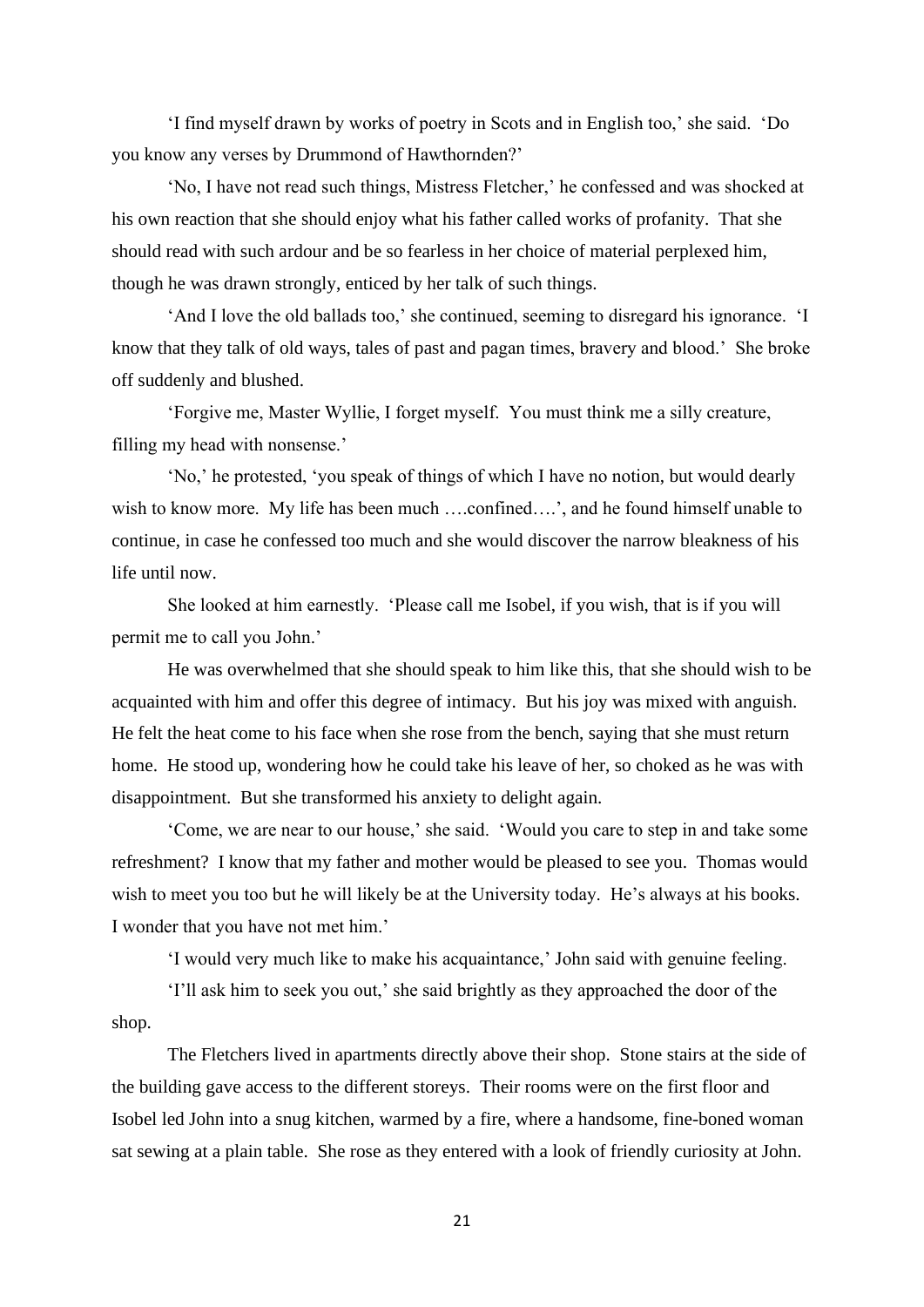'I find myself drawn by works of poetry in Scots and in English too,' she said. 'Do you know any verses by Drummond of Hawthornden?'

'No, I have not read such things, Mistress Fletcher,' he confessed and was shocked at his own reaction that she should enjoy what his father called works of profanity. That she should read with such ardour and be so fearless in her choice of material perplexed him, though he was drawn strongly, enticed by her talk of such things.

'And I love the old ballads too,' she continued, seeming to disregard his ignorance. 'I know that they talk of old ways, tales of past and pagan times, bravery and blood.' She broke off suddenly and blushed.

'Forgive me, Master Wyllie, I forget myself. You must think me a silly creature, filling my head with nonsense.'

'No,' he protested, 'you speak of things of which I have no notion, but would dearly wish to know more. My life has been much ….confined….', and he found himself unable to continue, in case he confessed too much and she would discover the narrow bleakness of his life until now.

She looked at him earnestly. 'Please call me Isobel, if you wish, that is if you will permit me to call you John.'

He was overwhelmed that she should speak to him like this, that she should wish to be acquainted with him and offer this degree of intimacy. But his joy was mixed with anguish. He felt the heat come to his face when she rose from the bench, saying that she must return home. He stood up, wondering how he could take his leave of her, so choked as he was with disappointment. But she transformed his anxiety to delight again.

'Come, we are near to our house,' she said. 'Would you care to step in and take some refreshment? I know that my father and mother would be pleased to see you. Thomas would wish to meet you too but he will likely be at the University today. He's always at his books. I wonder that you have not met him.'

'I would very much like to make his acquaintance,' John said with genuine feeling.

'I'll ask him to seek you out,' she said brightly as they approached the door of the shop.

The Fletchers lived in apartments directly above their shop. Stone stairs at the side of the building gave access to the different storeys. Their rooms were on the first floor and Isobel led John into a snug kitchen, warmed by a fire, where a handsome, fine-boned woman sat sewing at a plain table. She rose as they entered with a look of friendly curiosity at John.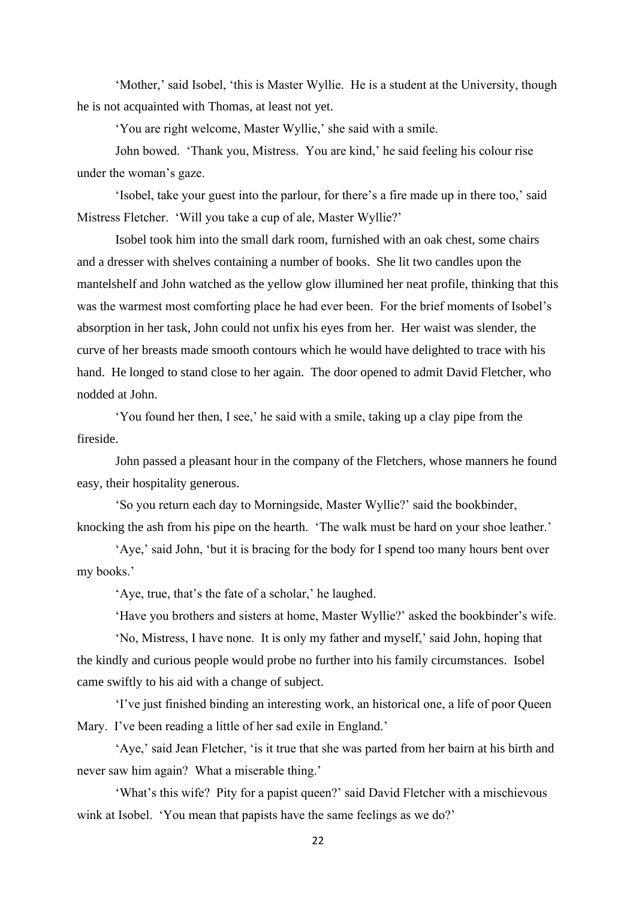'Mother,' said Isobel, 'this is Master Wyllie. He is a student at the University, though he is not acquainted with Thomas, at least not yet.

'You are right welcome, Master Wyllie,' she said with a smile.

John bowed. 'Thank you, Mistress. You are kind,' he said feeling his colour rise under the woman's gaze.

'Isobel, take your guest into the parlour, for there's a fire made up in there too,' said Mistress Fletcher. 'Will you take a cup of ale, Master Wyllie?'

Isobel took him into the small dark room, furnished with an oak chest, some chairs and a dresser with shelves containing a number of books. She lit two candles upon the mantelshelf and John watched as the yellow glow illumined her neat profile, thinking that this was the warmest most comforting place he had ever been. For the brief moments of Isobel's absorption in her task, John could not unfix his eyes from her. Her waist was slender, the curve of her breasts made smooth contours which he would have delighted to trace with his hand. He longed to stand close to her again. The door opened to admit David Fletcher, who nodded at John.

'You found her then, I see,' he said with a smile, taking up a clay pipe from the fireside.

John passed a pleasant hour in the company of the Fletchers, whose manners he found easy, their hospitality generous.

'So you return each day to Morningside, Master Wyllie?' said the bookbinder, knocking the ash from his pipe on the hearth. 'The walk must be hard on your shoe leather.'

'Aye,' said John, 'but it is bracing for the body for I spend too many hours bent over my books.'

'Aye, true, that's the fate of a scholar,' he laughed.

'Have you brothers and sisters at home, Master Wyllie?' asked the bookbinder's wife.

'No, Mistress, I have none. It is only my father and myself,' said John, hoping that the kindly and curious people would probe no further into his family circumstances. Isobel came swiftly to his aid with a change of subject.

'I've just finished binding an interesting work, an historical one, a life of poor Queen Mary. I've been reading a little of her sad exile in England.'

'Aye,' said Jean Fletcher, 'is it true that she was parted from her bairn at his birth and never saw him again? What a miserable thing.'

'What's this wife? Pity for a papist queen?' said David Fletcher with a mischievous wink at Isobel. 'You mean that papists have the same feelings as we do?'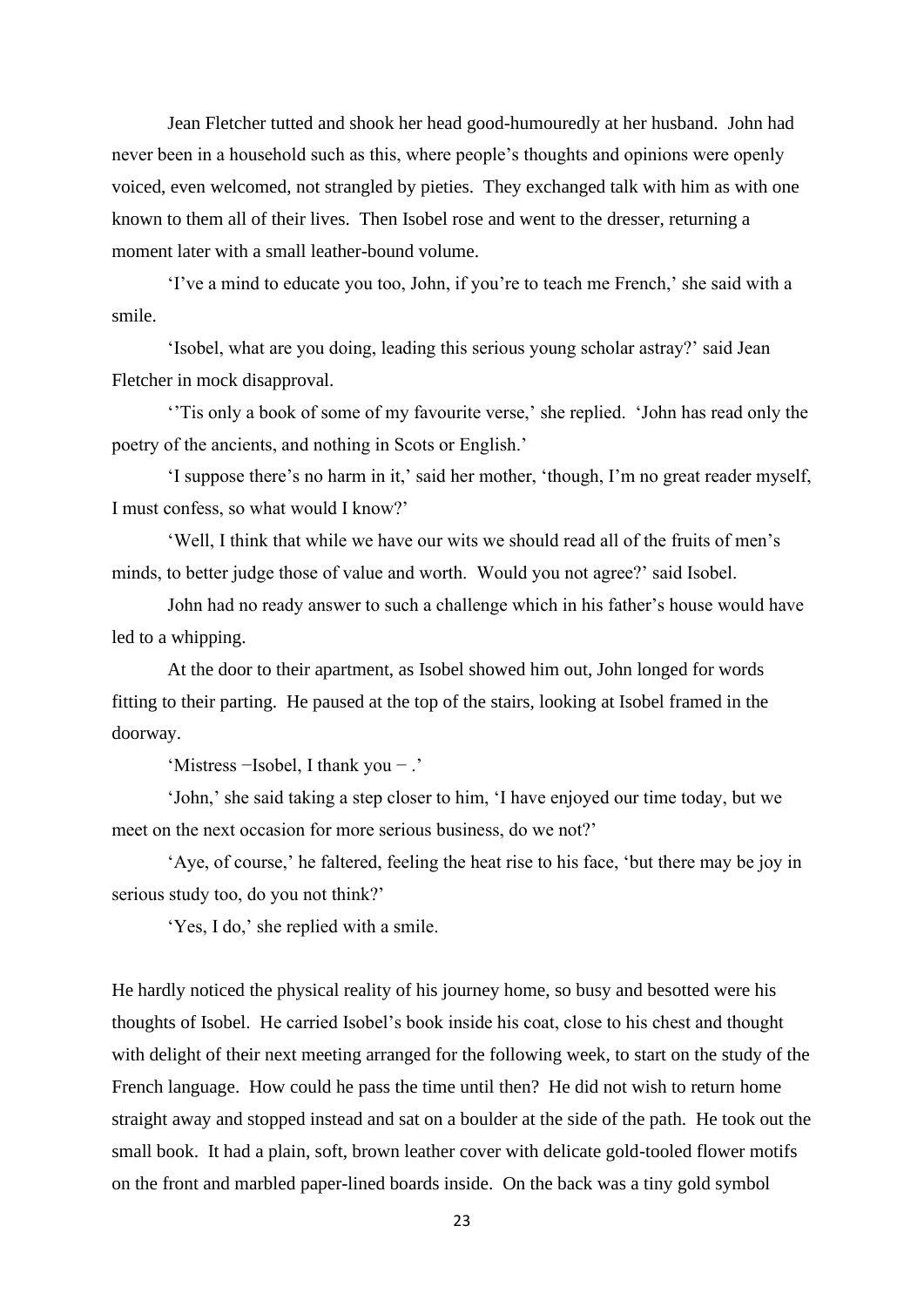Jean Fletcher tutted and shook her head good-humouredly at her husband. John had never been in a household such as this, where people's thoughts and opinions were openly voiced, even welcomed, not strangled by pieties. They exchanged talk with him as with one known to them all of their lives. Then Isobel rose and went to the dresser, returning a moment later with a small leather-bound volume.

'I've a mind to educate you too, John, if you're to teach me French,' she said with a smile.

'Isobel, what are you doing, leading this serious young scholar astray?' said Jean Fletcher in mock disapproval.

''Tis only a book of some of my favourite verse,' she replied. 'John has read only the poetry of the ancients, and nothing in Scots or English.'

'I suppose there's no harm in it,' said her mother, 'though, I'm no great reader myself, I must confess, so what would I know?'

'Well, I think that while we have our wits we should read all of the fruits of men's minds, to better judge those of value and worth. Would you not agree?' said Isobel.

John had no ready answer to such a challenge which in his father's house would have led to a whipping.

At the door to their apartment, as Isobel showed him out, John longed for words fitting to their parting. He paused at the top of the stairs, looking at Isobel framed in the doorway.

'Mistress −Isobel, I thank you − .'

'John,' she said taking a step closer to him, 'I have enjoyed our time today, but we meet on the next occasion for more serious business, do we not?'

'Aye, of course,' he faltered, feeling the heat rise to his face, 'but there may be joy in serious study too, do you not think?'

'Yes, I do,' she replied with a smile.

He hardly noticed the physical reality of his journey home, so busy and besotted were his thoughts of Isobel. He carried Isobel's book inside his coat, close to his chest and thought with delight of their next meeting arranged for the following week, to start on the study of the French language. How could he pass the time until then? He did not wish to return home straight away and stopped instead and sat on a boulder at the side of the path. He took out the small book. It had a plain, soft, brown leather cover with delicate gold-tooled flower motifs on the front and marbled paper-lined boards inside. On the back was a tiny gold symbol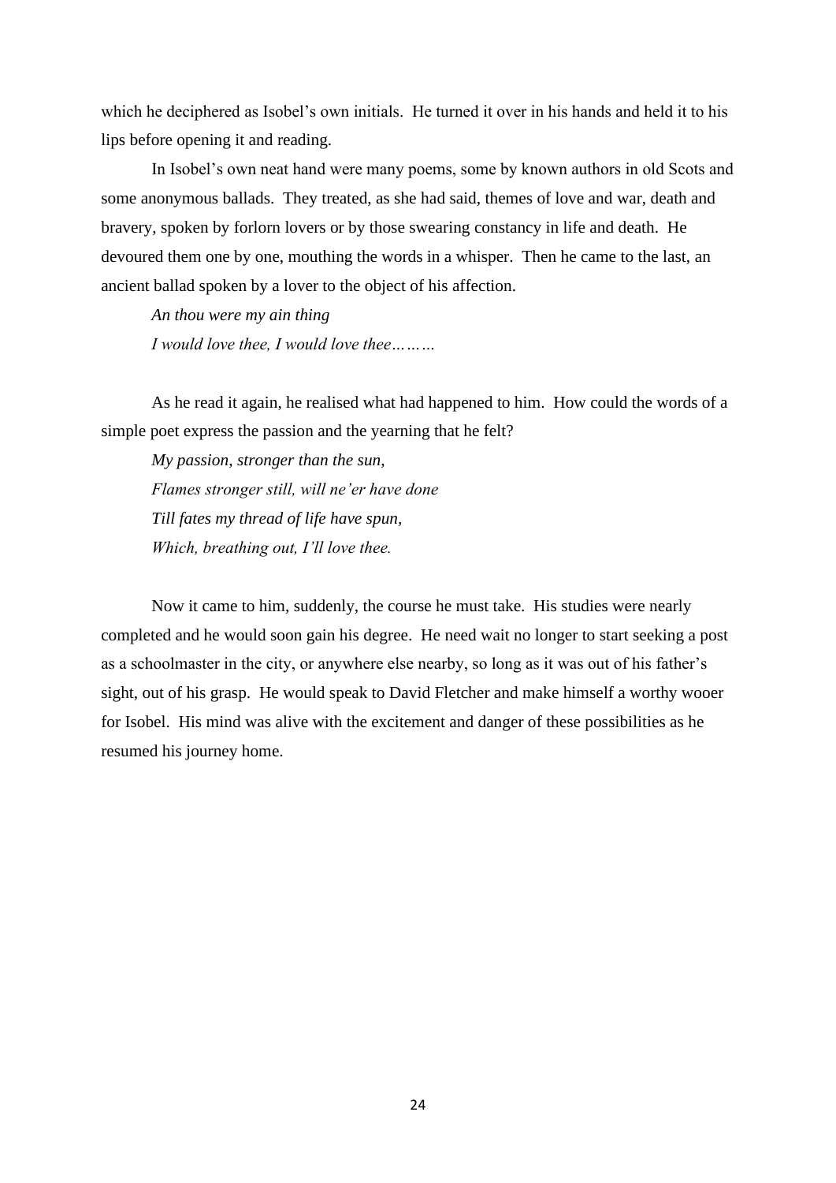which he deciphered as Isobel's own initials. He turned it over in his hands and held it to his lips before opening it and reading.

In Isobel's own neat hand were many poems, some by known authors in old Scots and some anonymous ballads. They treated, as she had said, themes of love and war, death and bravery, spoken by forlorn lovers or by those swearing constancy in life and death. He devoured them one by one, mouthing the words in a whisper. Then he came to the last, an ancient ballad spoken by a lover to the object of his affection.

*An thou were my ain thing*
*I would love thee, I would love thee………*

As he read it again, he realised what had happened to him. How could the words of a simple poet express the passion and the yearning that he felt?

*My passion, stronger than the sun,*
*Flames stronger still, will ne'er have done*
*Till fates my thread of life have spun,*
*Which, breathing out, I'll love thee.*

Now it came to him, suddenly, the course he must take. His studies were nearly completed and he would soon gain his degree. He need wait no longer to start seeking a post as a schoolmaster in the city, or anywhere else nearby, so long as it was out of his father's sight, out of his grasp. He would speak to David Fletcher and make himself a worthy wooer for Isobel. His mind was alive with the excitement and danger of these possibilities as he resumed his journey home.